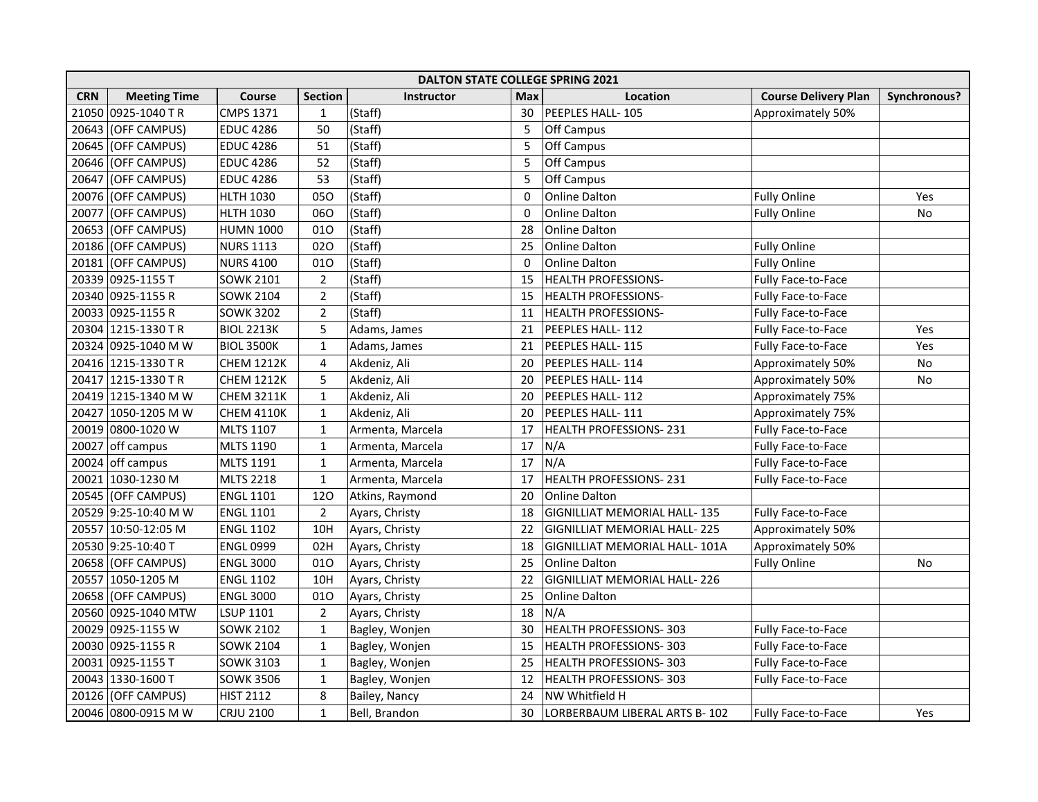| DALTON STATE COLLEGE SPRING 2021 | | | | | | | | |
|---|---|---|---|---|---|---|---|---|
| **CRN** | **Meeting Time** | **Course** | **Section** | **Instructor** | **Max** | **Location** | **Course Delivery Plan** | **Synchronous?** |
| 21050 | 0925-1040 T R | CMPS 1371 | 1 | (Staff) | 30 | PEEPLES HALL- 105 | Approximately 50% | |
| 20643 | (OFF CAMPUS) | EDUC 4286 | 50 | (Staff) | 5 | Off Campus | | |
| 20645 | (OFF CAMPUS) | EDUC 4286 | 51 | (Staff) | 5 | Off Campus | | |
| 20646 | (OFF CAMPUS) | EDUC 4286 | 52 | (Staff) | 5 | Off Campus | | |
| 20647 | (OFF CAMPUS) | EDUC 4286 | 53 | (Staff) | 5 | Off Campus | | |
| 20076 | (OFF CAMPUS) | HLTH 1030 | 05O | (Staff) | 0 | Online Dalton | Fully Online | Yes |
| 20077 | (OFF CAMPUS) | HLTH 1030 | 06O | (Staff) | 0 | Online Dalton | Fully Online | No |
| 20653 | (OFF CAMPUS) | HUMN 1000 | 01O | (Staff) | 28 | Online Dalton | | |
| 20186 | (OFF CAMPUS) | NURS 1113 | 02O | (Staff) | 25 | Online Dalton | Fully Online | |
| 20181 | (OFF CAMPUS) | NURS 4100 | 01O | (Staff) | 0 | Online Dalton | Fully Online | |
| 20339 | 0925-1155 T | SOWK 2101 | 2 | (Staff) | 15 | HEALTH PROFESSIONS- | Fully Face-to-Face | |
| 20340 | 0925-1155 R | SOWK 2104 | 2 | (Staff) | 15 | HEALTH PROFESSIONS- | Fully Face-to-Face | |
| 20033 | 0925-1155 R | SOWK 3202 | 2 | (Staff) | 11 | HEALTH PROFESSIONS- | Fully Face-to-Face | |
| 20304 | 1215-1330 T R | BIOL 2213K | 5 | Adams, James | 21 | PEEPLES HALL- 112 | Fully Face-to-Face | Yes |
| 20324 | 0925-1040 M W | BIOL 3500K | 1 | Adams, James | 21 | PEEPLES HALL- 115 | Fully Face-to-Face | Yes |
| 20416 | 1215-1330 T R | CHEM 1212K | 4 | Akdeniz, Ali | 20 | PEEPLES HALL- 114 | Approximately 50% | No |
| 20417 | 1215-1330 T R | CHEM 1212K | 5 | Akdeniz, Ali | 20 | PEEPLES HALL- 114 | Approximately 50% | No |
| 20419 | 1215-1340 M W | CHEM 3211K | 1 | Akdeniz, Ali | 20 | PEEPLES HALL- 112 | Approximately 75% | |
| 20427 | 1050-1205 M W | CHEM 4110K | 1 | Akdeniz, Ali | 20 | PEEPLES HALL- 111 | Approximately 75% | |
| 20019 | 0800-1020 W | MLTS 1107 | 1 | Armenta, Marcela | 17 | HEALTH PROFESSIONS- 231 | Fully Face-to-Face | |
| 20027 | off campus | MLTS 1190 | 1 | Armenta, Marcela | 17 | N/A | Fully Face-to-Face | |
| 20024 | off campus | MLTS 1191 | 1 | Armenta, Marcela | 17 | N/A | Fully Face-to-Face | |
| 20021 | 1030-1230 M | MLTS 2218 | 1 | Armenta, Marcela | 17 | HEALTH PROFESSIONS- 231 | Fully Face-to-Face | |
| 20545 | (OFF CAMPUS) | ENGL 1101 | 12O | Atkins, Raymond | 20 | Online Dalton | | |
| 20529 | 9:25-10:40 M W | ENGL 1101 | 2 | Ayars, Christy | 18 | GIGNILLIAT MEMORIAL HALL- 135 | Fully Face-to-Face | |
| 20557 | 10:50-12:05 M | ENGL 1102 | 10H | Ayars, Christy | 22 | GIGNILLIAT MEMORIAL HALL- 225 | Approximately 50% | |
| 20530 | 9:25-10:40 T | ENGL 0999 | 02H | Ayars, Christy | 18 | GIGNILLIAT MEMORIAL HALL- 101A | Approximately 50% | |
| 20658 | (OFF CAMPUS) | ENGL 3000 | 01O | Ayars, Christy | 25 | Online Dalton | Fully Online | No |
| 20557 | 1050-1205 M | ENGL 1102 | 10H | Ayars, Christy | 22 | GIGNILLIAT MEMORIAL HALL- 226 | | |
| 20658 | (OFF CAMPUS) | ENGL 3000 | 01O | Ayars, Christy | 25 | Online Dalton | | |
| 20560 | 0925-1040 MTW | LSUP 1101 | 2 | Ayars, Christy | 18 | N/A | | |
| 20029 | 0925-1155 W | SOWK 2102 | 1 | Bagley, Wonjen | 30 | HEALTH PROFESSIONS- 303 | Fully Face-to-Face | |
| 20030 | 0925-1155 R | SOWK 2104 | 1 | Bagley, Wonjen | 15 | HEALTH PROFESSIONS- 303 | Fully Face-to-Face | |
| 20031 | 0925-1155 T | SOWK 3103 | 1 | Bagley, Wonjen | 25 | HEALTH PROFESSIONS- 303 | Fully Face-to-Face | |
| 20043 | 1330-1600 T | SOWK 3506 | 1 | Bagley, Wonjen | 12 | HEALTH PROFESSIONS- 303 | Fully Face-to-Face | |
| 20126 | (OFF CAMPUS) | HIST 2112 | 8 | Bailey, Nancy | 24 | NW Whitfield H | | |
| 20046 | 0800-0915 M W | CRJU 2100 | 1 | Bell, Brandon | 30 | LORBERBAUM LIBERAL ARTS B- 102 | Fully Face-to-Face | Yes |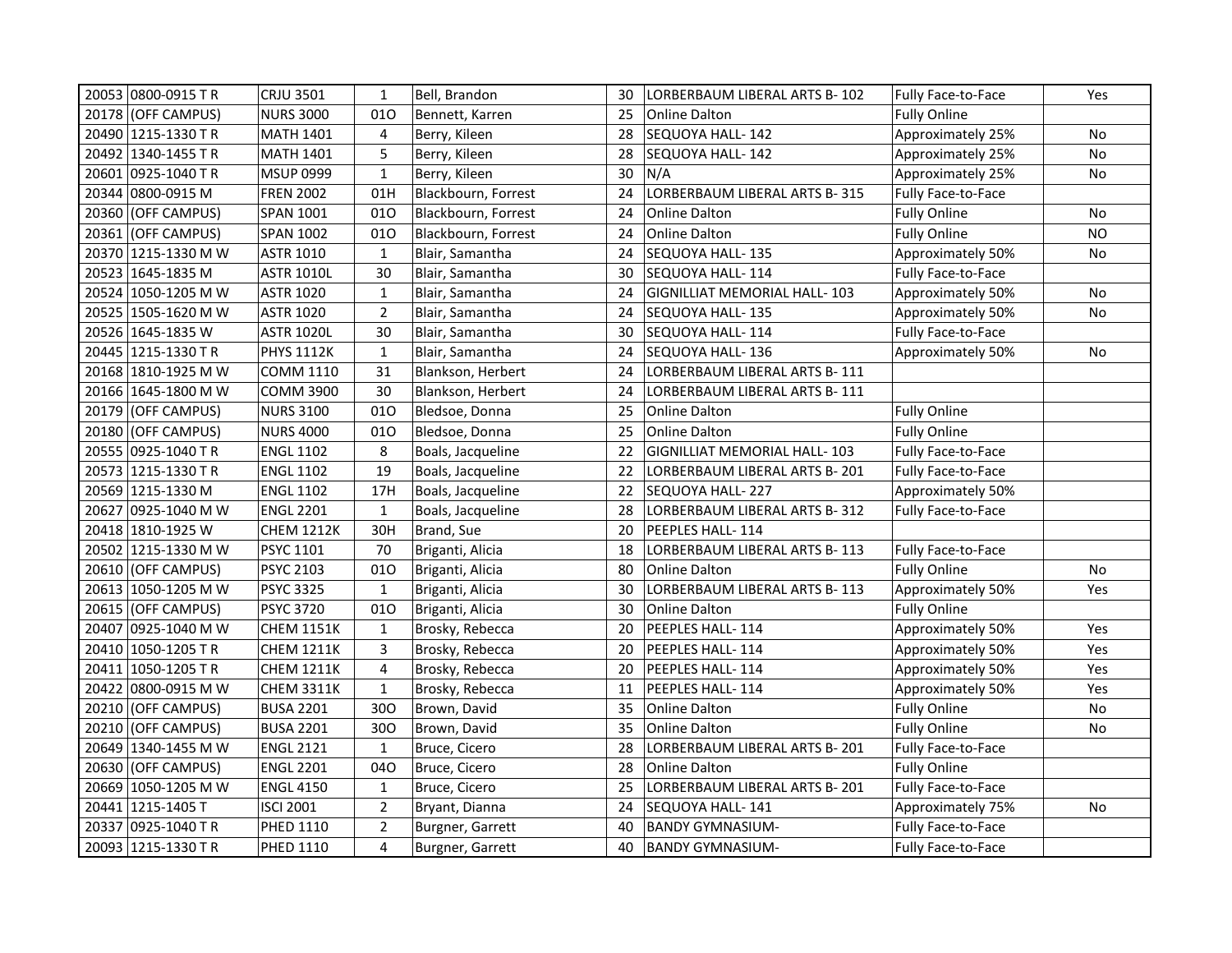| | | | | | | | | |
|---|---|---|---|---|---|---|---|---|
| 20053 | 0800-0915 T R | CRJU 3501 | 1 | Bell, Brandon | 30 | LORBERBAUM LIBERAL ARTS B- 102 | Fully Face-to-Face | Yes |
| 20178 | (OFF CAMPUS) | NURS 3000 | 01O | Bennett, Karren | 25 | Online Dalton | Fully Online | |
| 20490 | 1215-1330 T R | MATH 1401 | 4 | Berry, Kileen | 28 | SEQUOYA HALL- 142 | Approximately 25% | No |
| 20492 | 1340-1455 T R | MATH 1401 | 5 | Berry, Kileen | 28 | SEQUOYA HALL- 142 | Approximately 25% | No |
| 20601 | 0925-1040 T R | MSUP 0999 | 1 | Berry, Kileen | 30 | N/A | Approximately 25% | No |
| 20344 | 0800-0915 M | FREN 2002 | 01H | Blackbourn, Forrest | 24 | LORBERBAUM LIBERAL ARTS B- 315 | Fully Face-to-Face | |
| 20360 | (OFF CAMPUS) | SPAN 1001 | 01O | Blackbourn, Forrest | 24 | Online Dalton | Fully Online | No |
| 20361 | (OFF CAMPUS) | SPAN 1002 | 01O | Blackbourn, Forrest | 24 | Online Dalton | Fully Online | NO |
| 20370 | 1215-1330 M W | ASTR 1010 | 1 | Blair, Samantha | 24 | SEQUOYA HALL- 135 | Approximately 50% | No |
| 20523 | 1645-1835 M | ASTR 1010L | 30 | Blair, Samantha | 30 | SEQUOYA HALL- 114 | Fully Face-to-Face | |
| 20524 | 1050-1205 M W | ASTR 1020 | 1 | Blair, Samantha | 24 | GIGNILLIAT MEMORIAL HALL- 103 | Approximately 50% | No |
| 20525 | 1505-1620 M W | ASTR 1020 | 2 | Blair, Samantha | 24 | SEQUOYA HALL- 135 | Approximately 50% | No |
| 20526 | 1645-1835 W | ASTR 1020L | 30 | Blair, Samantha | 30 | SEQUOYA HALL- 114 | Fully Face-to-Face | |
| 20445 | 1215-1330 T R | PHYS 1112K | 1 | Blair, Samantha | 24 | SEQUOYA HALL- 136 | Approximately 50% | No |
| 20168 | 1810-1925 M W | COMM 1110 | 31 | Blankson, Herbert | 24 | LORBERBAUM LIBERAL ARTS B- 111 | | |
| 20166 | 1645-1800 M W | COMM 3900 | 30 | Blankson, Herbert | 24 | LORBERBAUM LIBERAL ARTS B- 111 | | |
| 20179 | (OFF CAMPUS) | NURS 3100 | 01O | Bledsoe, Donna | 25 | Online Dalton | Fully Online | |
| 20180 | (OFF CAMPUS) | NURS 4000 | 01O | Bledsoe, Donna | 25 | Online Dalton | Fully Online | |
| 20555 | 0925-1040 T R | ENGL 1102 | 8 | Boals, Jacqueline | 22 | GIGNILLIAT MEMORIAL HALL- 103 | Fully Face-to-Face | |
| 20573 | 1215-1330 T R | ENGL 1102 | 19 | Boals, Jacqueline | 22 | LORBERBAUM LIBERAL ARTS B- 201 | Fully Face-to-Face | |
| 20569 | 1215-1330 M | ENGL 1102 | 17H | Boals, Jacqueline | 22 | SEQUOYA HALL- 227 | Approximately 50% | |
| 20627 | 0925-1040 M W | ENGL 2201 | 1 | Boals, Jacqueline | 28 | LORBERBAUM LIBERAL ARTS B- 312 | Fully Face-to-Face | |
| 20418 | 1810-1925 W | CHEM 1212K | 30H | Brand, Sue | 20 | PEEPLES HALL- 114 | | |
| 20502 | 1215-1330 M W | PSYC 1101 | 70 | Briganti, Alicia | 18 | LORBERBAUM LIBERAL ARTS B- 113 | Fully Face-to-Face | |
| 20610 | (OFF CAMPUS) | PSYC 2103 | 01O | Briganti, Alicia | 80 | Online Dalton | Fully Online | No |
| 20613 | 1050-1205 M W | PSYC 3325 | 1 | Briganti, Alicia | 30 | LORBERBAUM LIBERAL ARTS B- 113 | Approximately 50% | Yes |
| 20615 | (OFF CAMPUS) | PSYC 3720 | 01O | Briganti, Alicia | 30 | Online Dalton | Fully Online | |
| 20407 | 0925-1040 M W | CHEM 1151K | 1 | Brosky, Rebecca | 20 | PEEPLES HALL- 114 | Approximately 50% | Yes |
| 20410 | 1050-1205 T R | CHEM 1211K | 3 | Brosky, Rebecca | 20 | PEEPLES HALL- 114 | Approximately 50% | Yes |
| 20411 | 1050-1205 T R | CHEM 1211K | 4 | Brosky, Rebecca | 20 | PEEPLES HALL- 114 | Approximately 50% | Yes |
| 20422 | 0800-0915 M W | CHEM 3311K | 1 | Brosky, Rebecca | 11 | PEEPLES HALL- 114 | Approximately 50% | Yes |
| 20210 | (OFF CAMPUS) | BUSA 2201 | 30O | Brown, David | 35 | Online Dalton | Fully Online | No |
| 20210 | (OFF CAMPUS) | BUSA 2201 | 30O | Brown, David | 35 | Online Dalton | Fully Online | No |
| 20649 | 1340-1455 M W | ENGL 2121 | 1 | Bruce, Cicero | 28 | LORBERBAUM LIBERAL ARTS B- 201 | Fully Face-to-Face | |
| 20630 | (OFF CAMPUS) | ENGL 2201 | 04O | Bruce, Cicero | 28 | Online Dalton | Fully Online | |
| 20669 | 1050-1205 M W | ENGL 4150 | 1 | Bruce, Cicero | 25 | LORBERBAUM LIBERAL ARTS B- 201 | Fully Face-to-Face | |
| 20441 | 1215-1405 T | ISCI 2001 | 2 | Bryant, Dianna | 24 | SEQUOYA HALL- 141 | Approximately 75% | No |
| 20337 | 0925-1040 T R | PHED 1110 | 2 | Burgner, Garrett | 40 | BANDY GYMNASIUM- | Fully Face-to-Face | |
| 20093 | 1215-1330 T R | PHED 1110 | 4 | Burgner, Garrett | 40 | BANDY GYMNASIUM- | Fully Face-to-Face | |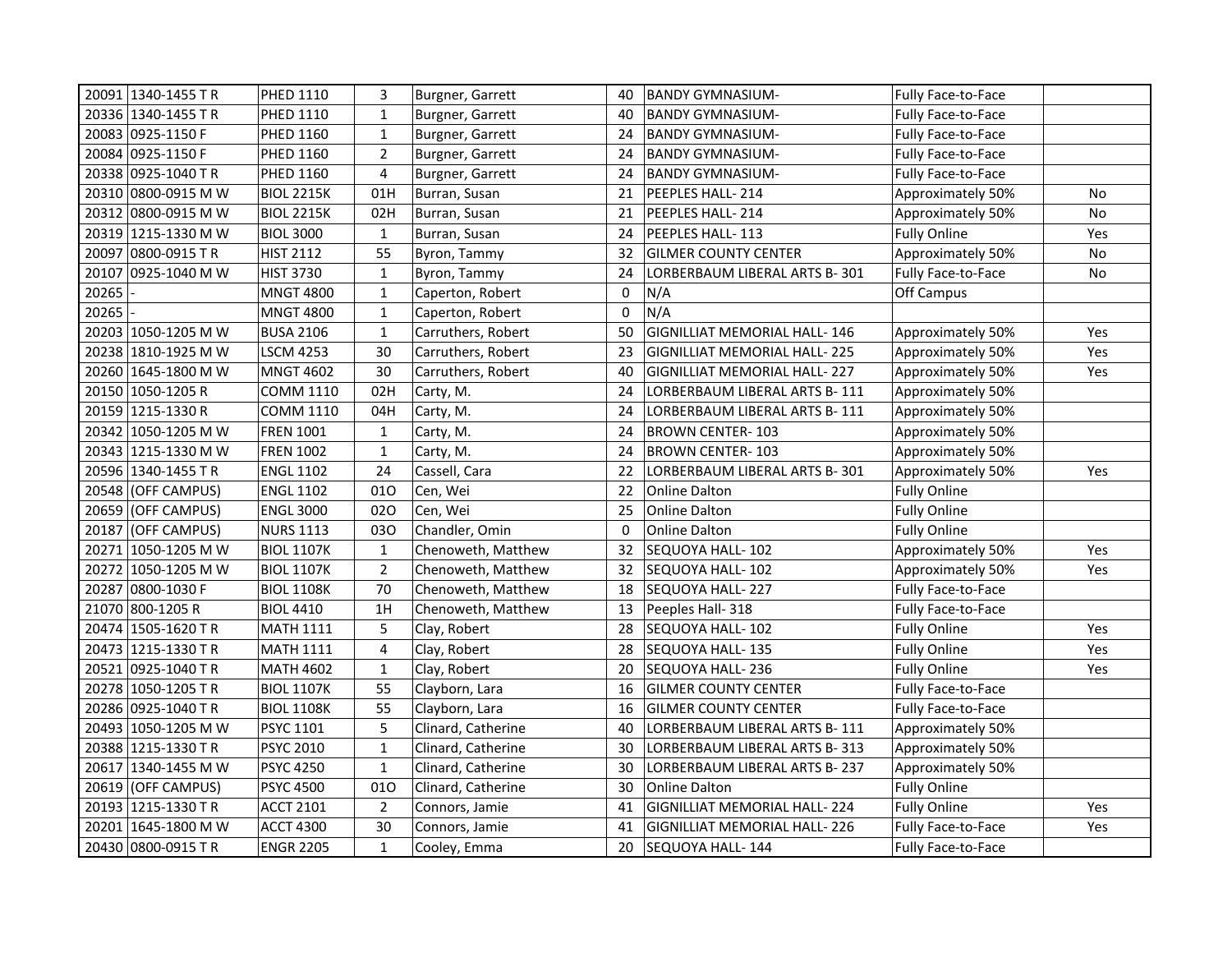| | | | | | | | | |
|---|---|---|---|---|---|---|---|---|
| 20091 | 1340-1455 T R | PHED 1110 | 3 | Burgner, Garrett | 40 | BANDY GYMNASIUM- | Fully Face-to-Face | |
| 20336 | 1340-1455 T R | PHED 1110 | 1 | Burgner, Garrett | 40 | BANDY GYMNASIUM- | Fully Face-to-Face | |
| 20083 | 0925-1150 F | PHED 1160 | 1 | Burgner, Garrett | 24 | BANDY GYMNASIUM- | Fully Face-to-Face | |
| 20084 | 0925-1150 F | PHED 1160 | 2 | Burgner, Garrett | 24 | BANDY GYMNASIUM- | Fully Face-to-Face | |
| 20338 | 0925-1040 T R | PHED 1160 | 4 | Burgner, Garrett | 24 | BANDY GYMNASIUM- | Fully Face-to-Face | |
| 20310 | 0800-0915 M W | BIOL 2215K | 01H | Burran, Susan | 21 | PEEPLES HALL- 214 | Approximately 50% | No |
| 20312 | 0800-0915 M W | BIOL 2215K | 02H | Burran, Susan | 21 | PEEPLES HALL- 214 | Approximately 50% | No |
| 20319 | 1215-1330 M W | BIOL 3000 | 1 | Burran, Susan | 24 | PEEPLES HALL- 113 | Fully Online | Yes |
| 20097 | 0800-0915 T R | HIST 2112 | 55 | Byron, Tammy | 32 | GILMER COUNTY CENTER | Approximately 50% | No |
| 20107 | 0925-1040 M W | HIST 3730 | 1 | Byron, Tammy | 24 | LORBERBAUM LIBERAL ARTS B- 301 | Fully Face-to-Face | No |
| 20265 | - | MNGT 4800 | 1 | Caperton, Robert | 0 | N/A | Off Campus | |
| 20265 | - | MNGT 4800 | 1 | Caperton, Robert | 0 | N/A | | |
| 20203 | 1050-1205 M W | BUSA 2106 | 1 | Carruthers, Robert | 50 | GIGNILLIAT MEMORIAL HALL- 146 | Approximately 50% | Yes |
| 20238 | 1810-1925 M W | LSCM 4253 | 30 | Carruthers, Robert | 23 | GIGNILLIAT MEMORIAL HALL- 225 | Approximately 50% | Yes |
| 20260 | 1645-1800 M W | MNGT 4602 | 30 | Carruthers, Robert | 40 | GIGNILLIAT MEMORIAL HALL- 227 | Approximately 50% | Yes |
| 20150 | 1050-1205 R | COMM 1110 | 02H | Carty, M. | 24 | LORBERBAUM LIBERAL ARTS B- 111 | Approximately 50% | |
| 20159 | 1215-1330 R | COMM 1110 | 04H | Carty, M. | 24 | LORBERBAUM LIBERAL ARTS B- 111 | Approximately 50% | |
| 20342 | 1050-1205 M W | FREN 1001 | 1 | Carty, M. | 24 | BROWN CENTER- 103 | Approximately 50% | |
| 20343 | 1215-1330 M W | FREN 1002 | 1 | Carty, M. | 24 | BROWN CENTER- 103 | Approximately 50% | |
| 20596 | 1340-1455 T R | ENGL 1102 | 24 | Cassell, Cara | 22 | LORBERBAUM LIBERAL ARTS B- 301 | Approximately 50% | Yes |
| 20548 | (OFF CAMPUS) | ENGL 1102 | 01O | Cen, Wei | 22 | Online Dalton | Fully Online | |
| 20659 | (OFF CAMPUS) | ENGL 3000 | 02O | Cen, Wei | 25 | Online Dalton | Fully Online | |
| 20187 | (OFF CAMPUS) | NURS 1113 | 03O | Chandler, Omin | 0 | Online Dalton | Fully Online | |
| 20271 | 1050-1205 M W | BIOL 1107K | 1 | Chenoweth, Matthew | 32 | SEQUOYA HALL- 102 | Approximately 50% | Yes |
| 20272 | 1050-1205 M W | BIOL 1107K | 2 | Chenoweth, Matthew | 32 | SEQUOYA HALL- 102 | Approximately 50% | Yes |
| 20287 | 0800-1030 F | BIOL 1108K | 70 | Chenoweth, Matthew | 18 | SEQUOYA HALL- 227 | Fully Face-to-Face | |
| 21070 | 800-1205 R | BIOL 4410 | 1H | Chenoweth, Matthew | 13 | Peeples Hall- 318 | Fully Face-to-Face | |
| 20474 | 1505-1620 T R | MATH 1111 | 5 | Clay, Robert | 28 | SEQUOYA HALL- 102 | Fully Online | Yes |
| 20473 | 1215-1330 T R | MATH 1111 | 4 | Clay, Robert | 28 | SEQUOYA HALL- 135 | Fully Online | Yes |
| 20521 | 0925-1040 T R | MATH 4602 | 1 | Clay, Robert | 20 | SEQUOYA HALL- 236 | Fully Online | Yes |
| 20278 | 1050-1205 T R | BIOL 1107K | 55 | Clayborn, Lara | 16 | GILMER COUNTY CENTER | Fully Face-to-Face | |
| 20286 | 0925-1040 T R | BIOL 1108K | 55 | Clayborn, Lara | 16 | GILMER COUNTY CENTER | Fully Face-to-Face | |
| 20493 | 1050-1205 M W | PSYC 1101 | 5 | Clinard, Catherine | 40 | LORBERBAUM LIBERAL ARTS B- 111 | Approximately 50% | |
| 20388 | 1215-1330 T R | PSYC 2010 | 1 | Clinard, Catherine | 30 | LORBERBAUM LIBERAL ARTS B- 313 | Approximately 50% | |
| 20617 | 1340-1455 M W | PSYC 4250 | 1 | Clinard, Catherine | 30 | LORBERBAUM LIBERAL ARTS B- 237 | Approximately 50% | |
| 20619 | (OFF CAMPUS) | PSYC 4500 | 01O | Clinard, Catherine | 30 | Online Dalton | Fully Online | |
| 20193 | 1215-1330 T R | ACCT 2101 | 2 | Connors, Jamie | 41 | GIGNILLIAT MEMORIAL HALL- 224 | Fully Online | Yes |
| 20201 | 1645-1800 M W | ACCT 4300 | 30 | Connors, Jamie | 41 | GIGNILLIAT MEMORIAL HALL- 226 | Fully Face-to-Face | Yes |
| 20430 | 0800-0915 T R | ENGR 2205 | 1 | Cooley, Emma | 20 | SEQUOYA HALL- 144 | Fully Face-to-Face | |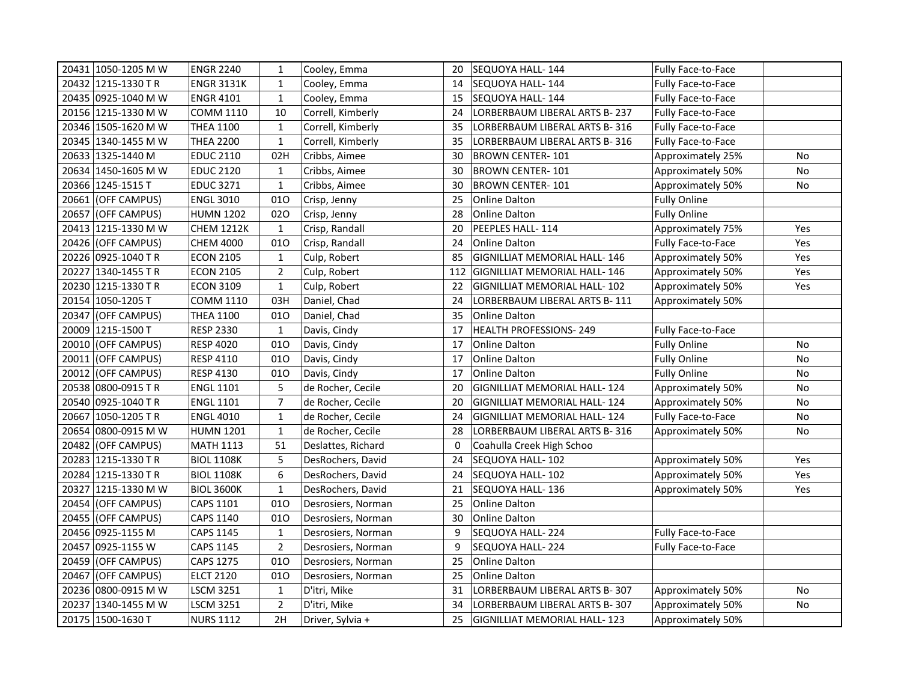| | | | | | | | | |
|---|---|---|---|---|---|---|---|---|
| 20431 | 1050-1205 M W | ENGR 2240 | 1 | Cooley, Emma | 20 | SEQUOYA HALL- 144 | Fully Face-to-Face | |
| 20432 | 1215-1330 T R | ENGR 3131K | 1 | Cooley, Emma | 14 | SEQUOYA HALL- 144 | Fully Face-to-Face | |
| 20435 | 0925-1040 M W | ENGR 4101 | 1 | Cooley, Emma | 15 | SEQUOYA HALL- 144 | Fully Face-to-Face | |
| 20156 | 1215-1330 M W | COMM 1110 | 10 | Correll, Kimberly | 24 | LORBERBAUM LIBERAL ARTS B- 237 | Fully Face-to-Face | |
| 20346 | 1505-1620 M W | THEA 1100 | 1 | Correll, Kimberly | 35 | LORBERBAUM LIBERAL ARTS B- 316 | Fully Face-to-Face | |
| 20345 | 1340-1455 M W | THEA 2200 | 1 | Correll, Kimberly | 35 | LORBERBAUM LIBERAL ARTS B- 316 | Fully Face-to-Face | |
| 20633 | 1325-1440 M | EDUC 2110 | 02H | Cribbs, Aimee | 30 | BROWN CENTER- 101 | Approximately 25% | No |
| 20634 | 1450-1605 M W | EDUC 2120 | 1 | Cribbs, Aimee | 30 | BROWN CENTER- 101 | Approximately 50% | No |
| 20366 | 1245-1515 T | EDUC 3271 | 1 | Cribbs, Aimee | 30 | BROWN CENTER- 101 | Approximately 50% | No |
| 20661 | (OFF CAMPUS) | ENGL 3010 | 01O | Crisp, Jenny | 25 | Online Dalton | Fully Online | |
| 20657 | (OFF CAMPUS) | HUMN 1202 | 02O | Crisp, Jenny | 28 | Online Dalton | Fully Online | |
| 20413 | 1215-1330 M W | CHEM 1212K | 1 | Crisp, Randall | 20 | PEEPLES HALL- 114 | Approximately 75% | Yes |
| 20426 | (OFF CAMPUS) | CHEM 4000 | 01O | Crisp, Randall | 24 | Online Dalton | Fully Face-to-Face | Yes |
| 20226 | 0925-1040 T R | ECON 2105 | 1 | Culp, Robert | 85 | GIGNILLIAT MEMORIAL HALL- 146 | Approximately 50% | Yes |
| 20227 | 1340-1455 T R | ECON 2105 | 2 | Culp, Robert | 112 | GIGNILLIAT MEMORIAL HALL- 146 | Approximately 50% | Yes |
| 20230 | 1215-1330 T R | ECON 3109 | 1 | Culp, Robert | 22 | GIGNILLIAT MEMORIAL HALL- 102 | Approximately 50% | Yes |
| 20154 | 1050-1205 T | COMM 1110 | 03H | Daniel, Chad | 24 | LORBERBAUM LIBERAL ARTS B- 111 | Approximately 50% | |
| 20347 | (OFF CAMPUS) | THEA 1100 | 01O | Daniel, Chad | 35 | Online Dalton | | |
| 20009 | 1215-1500 T | RESP 2330 | 1 | Davis, Cindy | 17 | HEALTH PROFESSIONS- 249 | Fully Face-to-Face | |
| 20010 | (OFF CAMPUS) | RESP 4020 | 01O | Davis, Cindy | 17 | Online Dalton | Fully Online | No |
| 20011 | (OFF CAMPUS) | RESP 4110 | 01O | Davis, Cindy | 17 | Online Dalton | Fully Online | No |
| 20012 | (OFF CAMPUS) | RESP 4130 | 01O | Davis, Cindy | 17 | Online Dalton | Fully Online | No |
| 20538 | 0800-0915 T R | ENGL 1101 | 5 | de Rocher, Cecile | 20 | GIGNILLIAT MEMORIAL HALL- 124 | Approximately 50% | No |
| 20540 | 0925-1040 T R | ENGL 1101 | 7 | de Rocher, Cecile | 20 | GIGNILLIAT MEMORIAL HALL- 124 | Approximately 50% | No |
| 20667 | 1050-1205 T R | ENGL 4010 | 1 | de Rocher, Cecile | 24 | GIGNILLIAT MEMORIAL HALL- 124 | Fully Face-to-Face | No |
| 20654 | 0800-0915 M W | HUMN 1201 | 1 | de Rocher, Cecile | 28 | LORBERBAUM LIBERAL ARTS B- 316 | Approximately 50% | No |
| 20482 | (OFF CAMPUS) | MATH 1113 | 51 | Deslattes, Richard | 0 | Coahulla Creek High Schoo | | |
| 20283 | 1215-1330 T R | BIOL 1108K | 5 | DesRochers, David | 24 | SEQUOYA HALL- 102 | Approximately 50% | Yes |
| 20284 | 1215-1330 T R | BIOL 1108K | 6 | DesRochers, David | 24 | SEQUOYA HALL- 102 | Approximately 50% | Yes |
| 20327 | 1215-1330 M W | BIOL 3600K | 1 | DesRochers, David | 21 | SEQUOYA HALL- 136 | Approximately 50% | Yes |
| 20454 | (OFF CAMPUS) | CAPS 1101 | 01O | Desrosiers, Norman | 25 | Online Dalton | | |
| 20455 | (OFF CAMPUS) | CAPS 1140 | 01O | Desrosiers, Norman | 30 | Online Dalton | | |
| 20456 | 0925-1155 M | CAPS 1145 | 1 | Desrosiers, Norman | 9 | SEQUOYA HALL- 224 | Fully Face-to-Face | |
| 20457 | 0925-1155 W | CAPS 1145 | 2 | Desrosiers, Norman | 9 | SEQUOYA HALL- 224 | Fully Face-to-Face | |
| 20459 | (OFF CAMPUS) | CAPS 1275 | 01O | Desrosiers, Norman | 25 | Online Dalton | | |
| 20467 | (OFF CAMPUS) | ELCT 2120 | 01O | Desrosiers, Norman | 25 | Online Dalton | | |
| 20236 | 0800-0915 M W | LSCM 3251 | 1 | D'itri, Mike | 31 | LORBERBAUM LIBERAL ARTS B- 307 | Approximately 50% | No |
| 20237 | 1340-1455 M W | LSCM 3251 | 2 | D'itri, Mike | 34 | LORBERBAUM LIBERAL ARTS B- 307 | Approximately 50% | No |
| 20175 | 1500-1630 T | NURS 1112 | 2H | Driver, Sylvia + | 25 | GIGNILLIAT MEMORIAL HALL- 123 | Approximately 50% | |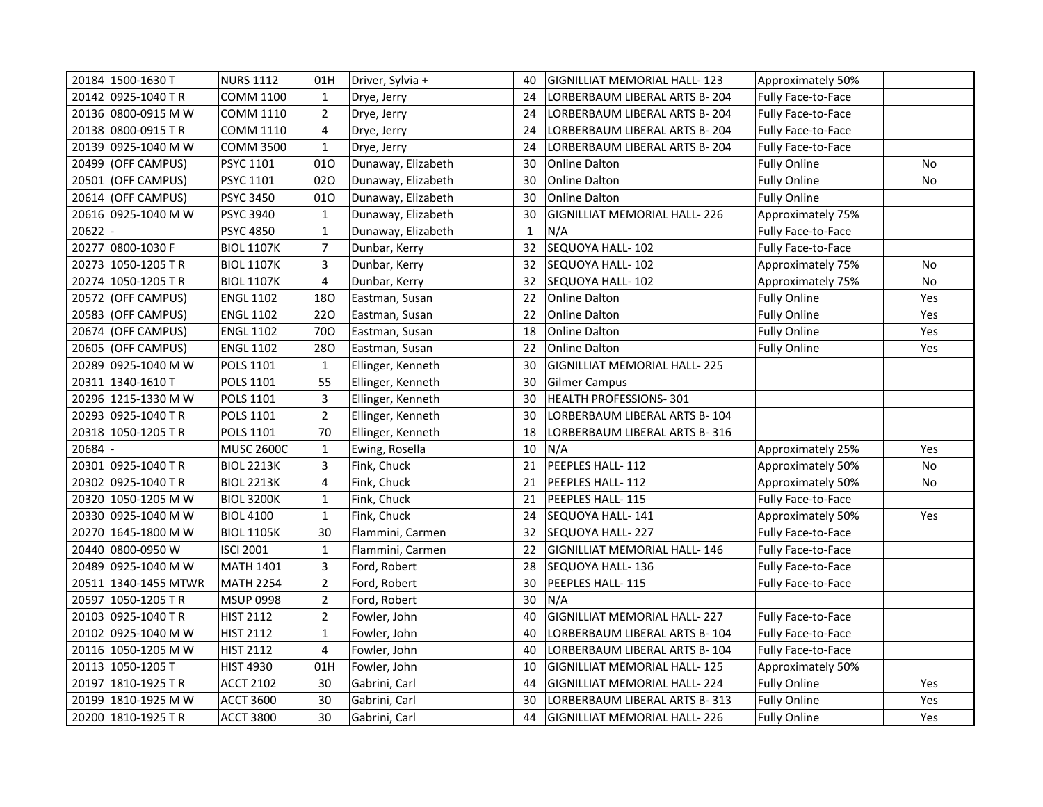| | | | | | | | | |
|---|---|---|---|---|---|---|---|---|
| 20184 | 1500-1630 T | NURS 1112 | 01H | Driver, Sylvia + | 40 | GIGNILLIAT MEMORIAL HALL- 123 | Approximately 50% | |
| 20142 | 0925-1040 T R | COMM 1100 | 1 | Drye, Jerry | 24 | LORBERBAUM LIBERAL ARTS B- 204 | Fully Face-to-Face | |
| 20136 | 0800-0915 M W | COMM 1110 | 2 | Drye, Jerry | 24 | LORBERBAUM LIBERAL ARTS B- 204 | Fully Face-to-Face | |
| 20138 | 0800-0915 T R | COMM 1110 | 4 | Drye, Jerry | 24 | LORBERBAUM LIBERAL ARTS B- 204 | Fully Face-to-Face | |
| 20139 | 0925-1040 M W | COMM 3500 | 1 | Drye, Jerry | 24 | LORBERBAUM LIBERAL ARTS B- 204 | Fully Face-to-Face | |
| 20499 | (OFF CAMPUS) | PSYC 1101 | 01O | Dunaway, Elizabeth | 30 | Online Dalton | Fully Online | No |
| 20501 | (OFF CAMPUS) | PSYC 1101 | 02O | Dunaway, Elizabeth | 30 | Online Dalton | Fully Online | No |
| 20614 | (OFF CAMPUS) | PSYC 3450 | 01O | Dunaway, Elizabeth | 30 | Online Dalton | Fully Online | |
| 20616 | 0925-1040 M W | PSYC 3940 | 1 | Dunaway, Elizabeth | 30 | GIGNILLIAT MEMORIAL HALL- 226 | Approximately 75% | |
| 20622 | - | PSYC 4850 | 1 | Dunaway, Elizabeth | 1 | N/A | Fully Face-to-Face | |
| 20277 | 0800-1030 F | BIOL 1107K | 7 | Dunbar, Kerry | 32 | SEQUOYA HALL- 102 | Fully Face-to-Face | |
| 20273 | 1050-1205 T R | BIOL 1107K | 3 | Dunbar, Kerry | 32 | SEQUOYA HALL- 102 | Approximately 75% | No |
| 20274 | 1050-1205 T R | BIOL 1107K | 4 | Dunbar, Kerry | 32 | SEQUOYA HALL- 102 | Approximately 75% | No |
| 20572 | (OFF CAMPUS) | ENGL 1102 | 18O | Eastman, Susan | 22 | Online Dalton | Fully Online | Yes |
| 20583 | (OFF CAMPUS) | ENGL 1102 | 22O | Eastman, Susan | 22 | Online Dalton | Fully Online | Yes |
| 20674 | (OFF CAMPUS) | ENGL 1102 | 70O | Eastman, Susan | 18 | Online Dalton | Fully Online | Yes |
| 20605 | (OFF CAMPUS) | ENGL 1102 | 28O | Eastman, Susan | 22 | Online Dalton | Fully Online | Yes |
| 20289 | 0925-1040 M W | POLS 1101 | 1 | Ellinger, Kenneth | 30 | GIGNILLIAT MEMORIAL HALL- 225 | | |
| 20311 | 1340-1610 T | POLS 1101 | 55 | Ellinger, Kenneth | 30 | Gilmer Campus | | |
| 20296 | 1215-1330 M W | POLS 1101 | 3 | Ellinger, Kenneth | 30 | HEALTH PROFESSIONS- 301 | | |
| 20293 | 0925-1040 T R | POLS 1101 | 2 | Ellinger, Kenneth | 30 | LORBERBAUM LIBERAL ARTS B- 104 | | |
| 20318 | 1050-1205 T R | POLS 1101 | 70 | Ellinger, Kenneth | 18 | LORBERBAUM LIBERAL ARTS B- 316 | | |
| 20684 | - | MUSC 2600C | 1 | Ewing, Rosella | 10 | N/A | Approximately 25% | Yes |
| 20301 | 0925-1040 T R | BIOL 2213K | 3 | Fink, Chuck | 21 | PEEPLES HALL- 112 | Approximately 50% | No |
| 20302 | 0925-1040 T R | BIOL 2213K | 4 | Fink, Chuck | 21 | PEEPLES HALL- 112 | Approximately 50% | No |
| 20320 | 1050-1205 M W | BIOL 3200K | 1 | Fink, Chuck | 21 | PEEPLES HALL- 115 | Fully Face-to-Face | |
| 20330 | 0925-1040 M W | BIOL 4100 | 1 | Fink, Chuck | 24 | SEQUOYA HALL- 141 | Approximately 50% | Yes |
| 20270 | 1645-1800 M W | BIOL 1105K | 30 | Flammini, Carmen | 32 | SEQUOYA HALL- 227 | Fully Face-to-Face | |
| 20440 | 0800-0950 W | ISCI 2001 | 1 | Flammini, Carmen | 22 | GIGNILLIAT MEMORIAL HALL- 146 | Fully Face-to-Face | |
| 20489 | 0925-1040 M W | MATH 1401 | 3 | Ford, Robert | 28 | SEQUOYA HALL- 136 | Fully Face-to-Face | |
| 20511 | 1340-1455 MTWR | MATH 2254 | 2 | Ford, Robert | 30 | PEEPLES HALL- 115 | Fully Face-to-Face | |
| 20597 | 1050-1205 T R | MSUP 0998 | 2 | Ford, Robert | 30 | N/A | | |
| 20103 | 0925-1040 T R | HIST 2112 | 2 | Fowler, John | 40 | GIGNILLIAT MEMORIAL HALL- 227 | Fully Face-to-Face | |
| 20102 | 0925-1040 M W | HIST 2112 | 1 | Fowler, John | 40 | LORBERBAUM LIBERAL ARTS B- 104 | Fully Face-to-Face | |
| 20116 | 1050-1205 M W | HIST 2112 | 4 | Fowler, John | 40 | LORBERBAUM LIBERAL ARTS B- 104 | Fully Face-to-Face | |
| 20113 | 1050-1205 T | HIST 4930 | 01H | Fowler, John | 10 | GIGNILLIAT MEMORIAL HALL- 125 | Approximately 50% | |
| 20197 | 1810-1925 T R | ACCT 2102 | 30 | Gabrini, Carl | 44 | GIGNILLIAT MEMORIAL HALL- 224 | Fully Online | Yes |
| 20199 | 1810-1925 M W | ACCT 3600 | 30 | Gabrini, Carl | 30 | LORBERBAUM LIBERAL ARTS B- 313 | Fully Online | Yes |
| 20200 | 1810-1925 T R | ACCT 3800 | 30 | Gabrini, Carl | 44 | GIGNILLIAT MEMORIAL HALL- 226 | Fully Online | Yes |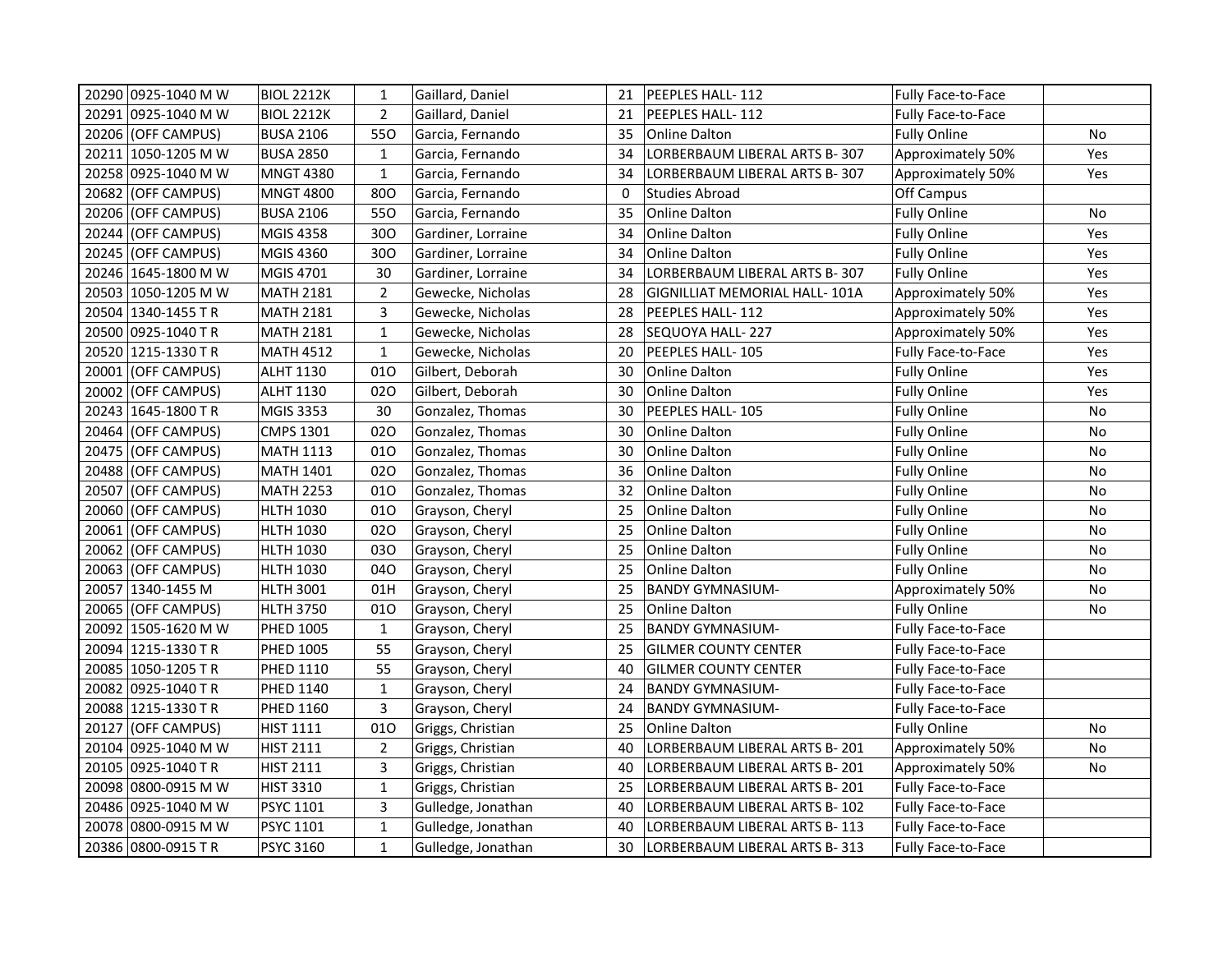| | | | | | | | | |
|---|---|---|---|---|---|---|---|---|
| 20290 | 0925-1040 M W | BIOL 2212K | 1 | Gaillard, Daniel | 21 | PEEPLES HALL- 112 | Fully Face-to-Face | |
| 20291 | 0925-1040 M W | BIOL 2212K | 2 | Gaillard, Daniel | 21 | PEEPLES HALL- 112 | Fully Face-to-Face | |
| 20206 | (OFF CAMPUS) | BUSA 2106 | 55O | Garcia, Fernando | 35 | Online Dalton | Fully Online | No |
| 20211 | 1050-1205 M W | BUSA 2850 | 1 | Garcia, Fernando | 34 | LORBERBAUM LIBERAL ARTS B- 307 | Approximately 50% | Yes |
| 20258 | 0925-1040 M W | MNGT 4380 | 1 | Garcia, Fernando | 34 | LORBERBAUM LIBERAL ARTS B- 307 | Approximately 50% | Yes |
| 20682 | (OFF CAMPUS) | MNGT 4800 | 80O | Garcia, Fernando | 0 | Studies Abroad | Off Campus | |
| 20206 | (OFF CAMPUS) | BUSA 2106 | 55O | Garcia, Fernando | 35 | Online Dalton | Fully Online | No |
| 20244 | (OFF CAMPUS) | MGIS 4358 | 30O | Gardiner, Lorraine | 34 | Online Dalton | Fully Online | Yes |
| 20245 | (OFF CAMPUS) | MGIS 4360 | 30O | Gardiner, Lorraine | 34 | Online Dalton | Fully Online | Yes |
| 20246 | 1645-1800 M W | MGIS 4701 | 30 | Gardiner, Lorraine | 34 | LORBERBAUM LIBERAL ARTS B- 307 | Fully Online | Yes |
| 20503 | 1050-1205 M W | MATH 2181 | 2 | Gewecke, Nicholas | 28 | GIGNILLIAT MEMORIAL HALL- 101A | Approximately 50% | Yes |
| 20504 | 1340-1455 T R | MATH 2181 | 3 | Gewecke, Nicholas | 28 | PEEPLES HALL- 112 | Approximately 50% | Yes |
| 20500 | 0925-1040 T R | MATH 2181 | 1 | Gewecke, Nicholas | 28 | SEQUOYA HALL- 227 | Approximately 50% | Yes |
| 20520 | 1215-1330 T R | MATH 4512 | 1 | Gewecke, Nicholas | 20 | PEEPLES HALL- 105 | Fully Face-to-Face | Yes |
| 20001 | (OFF CAMPUS) | ALHT 1130 | 01O | Gilbert, Deborah | 30 | Online Dalton | Fully Online | Yes |
| 20002 | (OFF CAMPUS) | ALHT 1130 | 02O | Gilbert, Deborah | 30 | Online Dalton | Fully Online | Yes |
| 20243 | 1645-1800 T R | MGIS 3353 | 30 | Gonzalez, Thomas | 30 | PEEPLES HALL- 105 | Fully Online | No |
| 20464 | (OFF CAMPUS) | CMPS 1301 | 02O | Gonzalez, Thomas | 30 | Online Dalton | Fully Online | No |
| 20475 | (OFF CAMPUS) | MATH 1113 | 01O | Gonzalez, Thomas | 30 | Online Dalton | Fully Online | No |
| 20488 | (OFF CAMPUS) | MATH 1401 | 02O | Gonzalez, Thomas | 36 | Online Dalton | Fully Online | No |
| 20507 | (OFF CAMPUS) | MATH 2253 | 01O | Gonzalez, Thomas | 32 | Online Dalton | Fully Online | No |
| 20060 | (OFF CAMPUS) | HLTH 1030 | 01O | Grayson, Cheryl | 25 | Online Dalton | Fully Online | No |
| 20061 | (OFF CAMPUS) | HLTH 1030 | 02O | Grayson, Cheryl | 25 | Online Dalton | Fully Online | No |
| 20062 | (OFF CAMPUS) | HLTH 1030 | 03O | Grayson, Cheryl | 25 | Online Dalton | Fully Online | No |
| 20063 | (OFF CAMPUS) | HLTH 1030 | 04O | Grayson, Cheryl | 25 | Online Dalton | Fully Online | No |
| 20057 | 1340-1455 M | HLTH 3001 | 01H | Grayson, Cheryl | 25 | BANDY GYMNASIUM- | Approximately 50% | No |
| 20065 | (OFF CAMPUS) | HLTH 3750 | 01O | Grayson, Cheryl | 25 | Online Dalton | Fully Online | No |
| 20092 | 1505-1620 M W | PHED 1005 | 1 | Grayson, Cheryl | 25 | BANDY GYMNASIUM- | Fully Face-to-Face | |
| 20094 | 1215-1330 T R | PHED 1005 | 55 | Grayson, Cheryl | 25 | GILMER COUNTY CENTER | Fully Face-to-Face | |
| 20085 | 1050-1205 T R | PHED 1110 | 55 | Grayson, Cheryl | 40 | GILMER COUNTY CENTER | Fully Face-to-Face | |
| 20082 | 0925-1040 T R | PHED 1140 | 1 | Grayson, Cheryl | 24 | BANDY GYMNASIUM- | Fully Face-to-Face | |
| 20088 | 1215-1330 T R | PHED 1160 | 3 | Grayson, Cheryl | 24 | BANDY GYMNASIUM- | Fully Face-to-Face | |
| 20127 | (OFF CAMPUS) | HIST 1111 | 01O | Griggs, Christian | 25 | Online Dalton | Fully Online | No |
| 20104 | 0925-1040 M W | HIST 2111 | 2 | Griggs, Christian | 40 | LORBERBAUM LIBERAL ARTS B- 201 | Approximately 50% | No |
| 20105 | 0925-1040 T R | HIST 2111 | 3 | Griggs, Christian | 40 | LORBERBAUM LIBERAL ARTS B- 201 | Approximately 50% | No |
| 20098 | 0800-0915 M W | HIST 3310 | 1 | Griggs, Christian | 25 | LORBERBAUM LIBERAL ARTS B- 201 | Fully Face-to-Face | |
| 20486 | 0925-1040 M W | PSYC 1101 | 3 | Gulledge, Jonathan | 40 | LORBERBAUM LIBERAL ARTS B- 102 | Fully Face-to-Face | |
| 20078 | 0800-0915 M W | PSYC 1101 | 1 | Gulledge, Jonathan | 40 | LORBERBAUM LIBERAL ARTS B- 113 | Fully Face-to-Face | |
| 20386 | 0800-0915 T R | PSYC 3160 | 1 | Gulledge, Jonathan | 30 | LORBERBAUM LIBERAL ARTS B- 313 | Fully Face-to-Face | |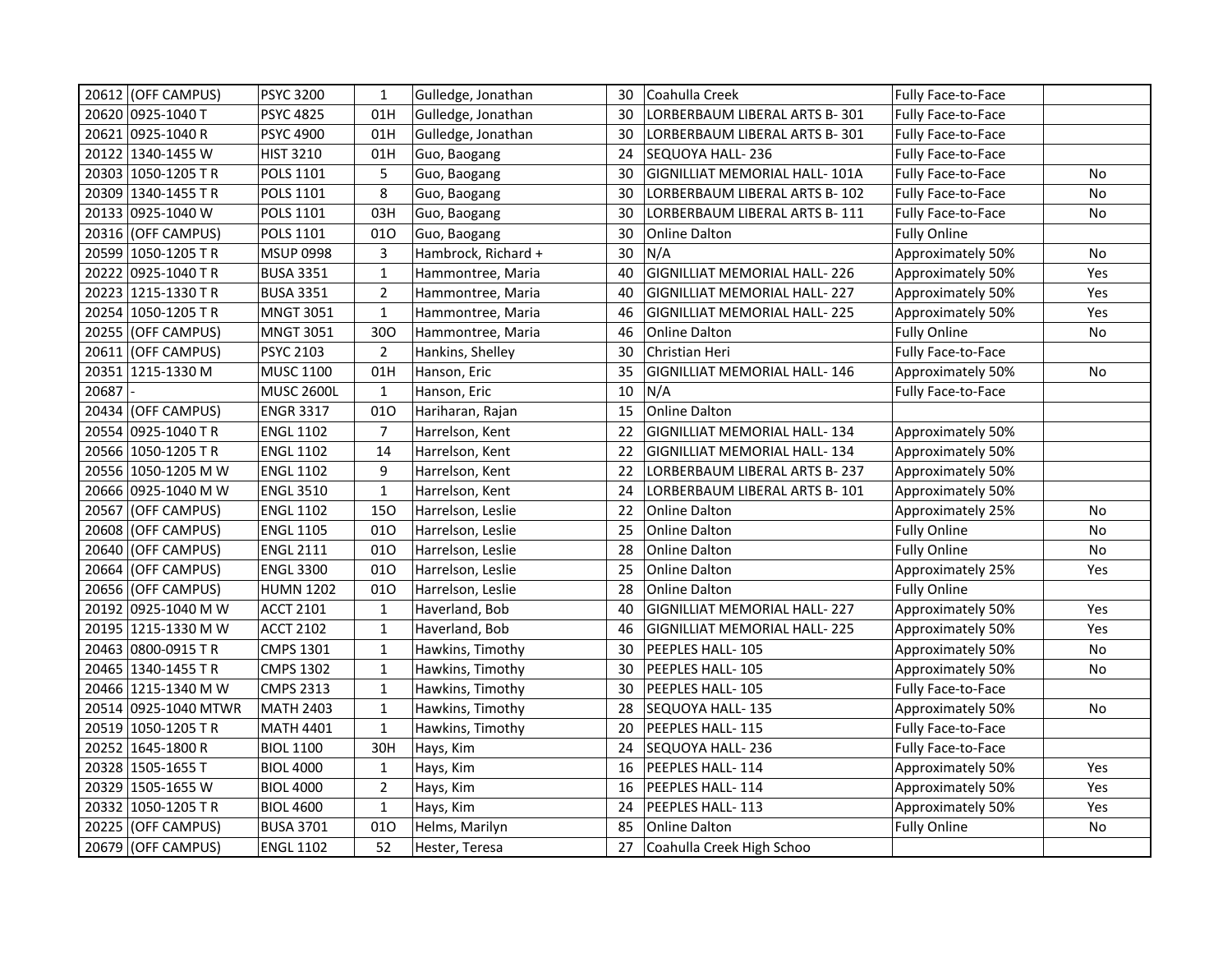| | | | | | | | | |
|---|---|---|---|---|---|---|---|---|
| 20612 | (OFF CAMPUS) | PSYC 3200 | 1 | Gulledge, Jonathan | 30 | Coahulla Creek | Fully Face-to-Face | |
| 20620 | 0925-1040 T | PSYC 4825 | 01H | Gulledge, Jonathan | 30 | LORBERBAUM LIBERAL ARTS B- 301 | Fully Face-to-Face | |
| 20621 | 0925-1040 R | PSYC 4900 | 01H | Gulledge, Jonathan | 30 | LORBERBAUM LIBERAL ARTS B- 301 | Fully Face-to-Face | |
| 20122 | 1340-1455 W | HIST 3210 | 01H | Guo, Baogang | 24 | SEQUOYA HALL- 236 | Fully Face-to-Face | |
| 20303 | 1050-1205 T R | POLS 1101 | 5 | Guo, Baogang | 30 | GIGNILLIAT MEMORIAL HALL- 101A | Fully Face-to-Face | No |
| 20309 | 1340-1455 T R | POLS 1101 | 8 | Guo, Baogang | 30 | LORBERBAUM LIBERAL ARTS B- 102 | Fully Face-to-Face | No |
| 20133 | 0925-1040 W | POLS 1101 | 03H | Guo, Baogang | 30 | LORBERBAUM LIBERAL ARTS B- 111 | Fully Face-to-Face | No |
| 20316 | (OFF CAMPUS) | POLS 1101 | 01O | Guo, Baogang | 30 | Online Dalton | Fully Online | |
| 20599 | 1050-1205 T R | MSUP 0998 | 3 | Hambrock, Richard + | 30 | N/A | Approximately 50% | No |
| 20222 | 0925-1040 T R | BUSA 3351 | 1 | Hammontree, Maria | 40 | GIGNILLIAT MEMORIAL HALL- 226 | Approximately 50% | Yes |
| 20223 | 1215-1330 T R | BUSA 3351 | 2 | Hammontree, Maria | 40 | GIGNILLIAT MEMORIAL HALL- 227 | Approximately 50% | Yes |
| 20254 | 1050-1205 T R | MNGT 3051 | 1 | Hammontree, Maria | 46 | GIGNILLIAT MEMORIAL HALL- 225 | Approximately 50% | Yes |
| 20255 | (OFF CAMPUS) | MNGT 3051 | 30O | Hammontree, Maria | 46 | Online Dalton | Fully Online | No |
| 20611 | (OFF CAMPUS) | PSYC 2103 | 2 | Hankins, Shelley | 30 | Christian Heri | Fully Face-to-Face | |
| 20351 | 1215-1330 M | MUSC 1100 | 01H | Hanson, Eric | 35 | GIGNILLIAT MEMORIAL HALL- 146 | Approximately 50% | No |
| 20687 | - | MUSC 2600L | 1 | Hanson, Eric | 10 | N/A | Fully Face-to-Face | |
| 20434 | (OFF CAMPUS) | ENGR 3317 | 01O | Hariharan, Rajan | 15 | Online Dalton | | |
| 20554 | 0925-1040 T R | ENGL 1102 | 7 | Harrelson, Kent | 22 | GIGNILLIAT MEMORIAL HALL- 134 | Approximately 50% | |
| 20566 | 1050-1205 T R | ENGL 1102 | 14 | Harrelson, Kent | 22 | GIGNILLIAT MEMORIAL HALL- 134 | Approximately 50% | |
| 20556 | 1050-1205 M W | ENGL 1102 | 9 | Harrelson, Kent | 22 | LORBERBAUM LIBERAL ARTS B- 237 | Approximately 50% | |
| 20666 | 0925-1040 M W | ENGL 3510 | 1 | Harrelson, Kent | 24 | LORBERBAUM LIBERAL ARTS B- 101 | Approximately 50% | |
| 20567 | (OFF CAMPUS) | ENGL 1102 | 15O | Harrelson, Leslie | 22 | Online Dalton | Approximately 25% | No |
| 20608 | (OFF CAMPUS) | ENGL 1105 | 01O | Harrelson, Leslie | 25 | Online Dalton | Fully Online | No |
| 20640 | (OFF CAMPUS) | ENGL 2111 | 01O | Harrelson, Leslie | 28 | Online Dalton | Fully Online | No |
| 20664 | (OFF CAMPUS) | ENGL 3300 | 01O | Harrelson, Leslie | 25 | Online Dalton | Approximately 25% | Yes |
| 20656 | (OFF CAMPUS) | HUMN 1202 | 01O | Harrelson, Leslie | 28 | Online Dalton | Fully Online | |
| 20192 | 0925-1040 M W | ACCT 2101 | 1 | Haverland, Bob | 40 | GIGNILLIAT MEMORIAL HALL- 227 | Approximately 50% | Yes |
| 20195 | 1215-1330 M W | ACCT 2102 | 1 | Haverland, Bob | 46 | GIGNILLIAT MEMORIAL HALL- 225 | Approximately 50% | Yes |
| 20463 | 0800-0915 T R | CMPS 1301 | 1 | Hawkins, Timothy | 30 | PEEPLES HALL- 105 | Approximately 50% | No |
| 20465 | 1340-1455 T R | CMPS 1302 | 1 | Hawkins, Timothy | 30 | PEEPLES HALL- 105 | Approximately 50% | No |
| 20466 | 1215-1340 M W | CMPS 2313 | 1 | Hawkins, Timothy | 30 | PEEPLES HALL- 105 | Fully Face-to-Face | |
| 20514 | 0925-1040 MTWR | MATH 2403 | 1 | Hawkins, Timothy | 28 | SEQUOYA HALL- 135 | Approximately 50% | No |
| 20519 | 1050-1205 T R | MATH 4401 | 1 | Hawkins, Timothy | 20 | PEEPLES HALL- 115 | Fully Face-to-Face | |
| 20252 | 1645-1800 R | BIOL 1100 | 30H | Hays, Kim | 24 | SEQUOYA HALL- 236 | Fully Face-to-Face | |
| 20328 | 1505-1655 T | BIOL 4000 | 1 | Hays, Kim | 16 | PEEPLES HALL- 114 | Approximately 50% | Yes |
| 20329 | 1505-1655 W | BIOL 4000 | 2 | Hays, Kim | 16 | PEEPLES HALL- 114 | Approximately 50% | Yes |
| 20332 | 1050-1205 T R | BIOL 4600 | 1 | Hays, Kim | 24 | PEEPLES HALL- 113 | Approximately 50% | Yes |
| 20225 | (OFF CAMPUS) | BUSA 3701 | 01O | Helms, Marilyn | 85 | Online Dalton | Fully Online | No |
| 20679 | (OFF CAMPUS) | ENGL 1102 | 52 | Hester, Teresa | 27 | Coahulla Creek High Schoo | | |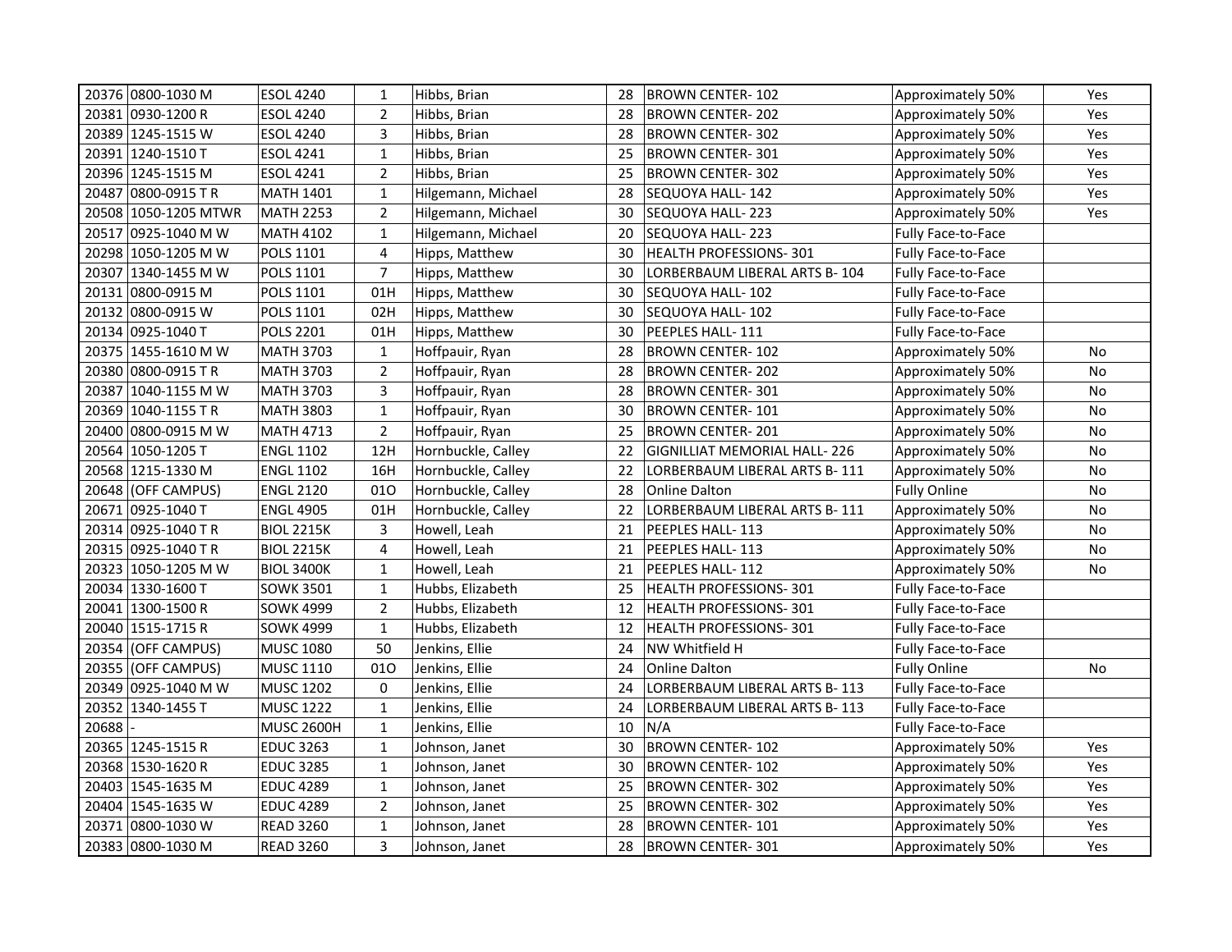| | | | | | | | | |
|---|---|---|---|---|---|---|---|---|
| 20376 | 0800-1030 M | ESOL 4240 | 1 | Hibbs, Brian | 28 | BROWN CENTER- 102 | Approximately 50% | Yes |
| 20381 | 0930-1200 R | ESOL 4240 | 2 | Hibbs, Brian | 28 | BROWN CENTER- 202 | Approximately 50% | Yes |
| 20389 | 1245-1515 W | ESOL 4240 | 3 | Hibbs, Brian | 28 | BROWN CENTER- 302 | Approximately 50% | Yes |
| 20391 | 1240-1510 T | ESOL 4241 | 1 | Hibbs, Brian | 25 | BROWN CENTER- 301 | Approximately 50% | Yes |
| 20396 | 1245-1515 M | ESOL 4241 | 2 | Hibbs, Brian | 25 | BROWN CENTER- 302 | Approximately 50% | Yes |
| 20487 | 0800-0915 T R | MATH 1401 | 1 | Hilgemann, Michael | 28 | SEQUOYA HALL- 142 | Approximately 50% | Yes |
| 20508 | 1050-1205 MTWR | MATH 2253 | 2 | Hilgemann, Michael | 30 | SEQUOYA HALL- 223 | Approximately 50% | Yes |
| 20517 | 0925-1040 M W | MATH 4102 | 1 | Hilgemann, Michael | 20 | SEQUOYA HALL- 223 | Fully Face-to-Face | |
| 20298 | 1050-1205 M W | POLS 1101 | 4 | Hipps, Matthew | 30 | HEALTH PROFESSIONS- 301 | Fully Face-to-Face | |
| 20307 | 1340-1455 M W | POLS 1101 | 7 | Hipps, Matthew | 30 | LORBERBAUM LIBERAL ARTS B- 104 | Fully Face-to-Face | |
| 20131 | 0800-0915 M | POLS 1101 | 01H | Hipps, Matthew | 30 | SEQUOYA HALL- 102 | Fully Face-to-Face | |
| 20132 | 0800-0915 W | POLS 1101 | 02H | Hipps, Matthew | 30 | SEQUOYA HALL- 102 | Fully Face-to-Face | |
| 20134 | 0925-1040 T | POLS 2201 | 01H | Hipps, Matthew | 30 | PEEPLES HALL- 111 | Fully Face-to-Face | |
| 20375 | 1455-1610 M W | MATH 3703 | 1 | Hoffpauir, Ryan | 28 | BROWN CENTER- 102 | Approximately 50% | No |
| 20380 | 0800-0915 T R | MATH 3703 | 2 | Hoffpauir, Ryan | 28 | BROWN CENTER- 202 | Approximately 50% | No |
| 20387 | 1040-1155 M W | MATH 3703 | 3 | Hoffpauir, Ryan | 28 | BROWN CENTER- 301 | Approximately 50% | No |
| 20369 | 1040-1155 T R | MATH 3803 | 1 | Hoffpauir, Ryan | 30 | BROWN CENTER- 101 | Approximately 50% | No |
| 20400 | 0800-0915 M W | MATH 4713 | 2 | Hoffpauir, Ryan | 25 | BROWN CENTER- 201 | Approximately 50% | No |
| 20564 | 1050-1205 T | ENGL 1102 | 12H | Hornbuckle, Calley | 22 | GIGNILLIAT MEMORIAL HALL- 226 | Approximately 50% | No |
| 20568 | 1215-1330 M | ENGL 1102 | 16H | Hornbuckle, Calley | 22 | LORBERBAUM LIBERAL ARTS B- 111 | Approximately 50% | No |
| 20648 | (OFF CAMPUS) | ENGL 2120 | 01O | Hornbuckle, Calley | 28 | Online Dalton | Fully Online | No |
| 20671 | 0925-1040 T | ENGL 4905 | 01H | Hornbuckle, Calley | 22 | LORBERBAUM LIBERAL ARTS B- 111 | Approximately 50% | No |
| 20314 | 0925-1040 T R | BIOL 2215K | 3 | Howell, Leah | 21 | PEEPLES HALL- 113 | Approximately 50% | No |
| 20315 | 0925-1040 T R | BIOL 2215K | 4 | Howell, Leah | 21 | PEEPLES HALL- 113 | Approximately 50% | No |
| 20323 | 1050-1205 M W | BIOL 3400K | 1 | Howell, Leah | 21 | PEEPLES HALL- 112 | Approximately 50% | No |
| 20034 | 1330-1600 T | SOWK 3501 | 1 | Hubbs, Elizabeth | 25 | HEALTH PROFESSIONS- 301 | Fully Face-to-Face | |
| 20041 | 1300-1500 R | SOWK 4999 | 2 | Hubbs, Elizabeth | 12 | HEALTH PROFESSIONS- 301 | Fully Face-to-Face | |
| 20040 | 1515-1715 R | SOWK 4999 | 1 | Hubbs, Elizabeth | 12 | HEALTH PROFESSIONS- 301 | Fully Face-to-Face | |
| 20354 | (OFF CAMPUS) | MUSC 1080 | 50 | Jenkins, Ellie | 24 | NW Whitfield H | Fully Face-to-Face | |
| 20355 | (OFF CAMPUS) | MUSC 1110 | 01O | Jenkins, Ellie | 24 | Online Dalton | Fully Online | No |
| 20349 | 0925-1040 M W | MUSC 1202 | 0 | Jenkins, Ellie | 24 | LORBERBAUM LIBERAL ARTS B- 113 | Fully Face-to-Face | |
| 20352 | 1340-1455 T | MUSC 1222 | 1 | Jenkins, Ellie | 24 | LORBERBAUM LIBERAL ARTS B- 113 | Fully Face-to-Face | |
| 20688 | - | MUSC 2600H | 1 | Jenkins, Ellie | 10 | N/A | Fully Face-to-Face | |
| 20365 | 1245-1515 R | EDUC 3263 | 1 | Johnson, Janet | 30 | BROWN CENTER- 102 | Approximately 50% | Yes |
| 20368 | 1530-1620 R | EDUC 3285 | 1 | Johnson, Janet | 30 | BROWN CENTER- 102 | Approximately 50% | Yes |
| 20403 | 1545-1635 M | EDUC 4289 | 1 | Johnson, Janet | 25 | BROWN CENTER- 302 | Approximately 50% | Yes |
| 20404 | 1545-1635 W | EDUC 4289 | 2 | Johnson, Janet | 25 | BROWN CENTER- 302 | Approximately 50% | Yes |
| 20371 | 0800-1030 W | READ 3260 | 1 | Johnson, Janet | 28 | BROWN CENTER- 101 | Approximately 50% | Yes |
| 20383 | 0800-1030 M | READ 3260 | 3 | Johnson, Janet | 28 | BROWN CENTER- 301 | Approximately 50% | Yes |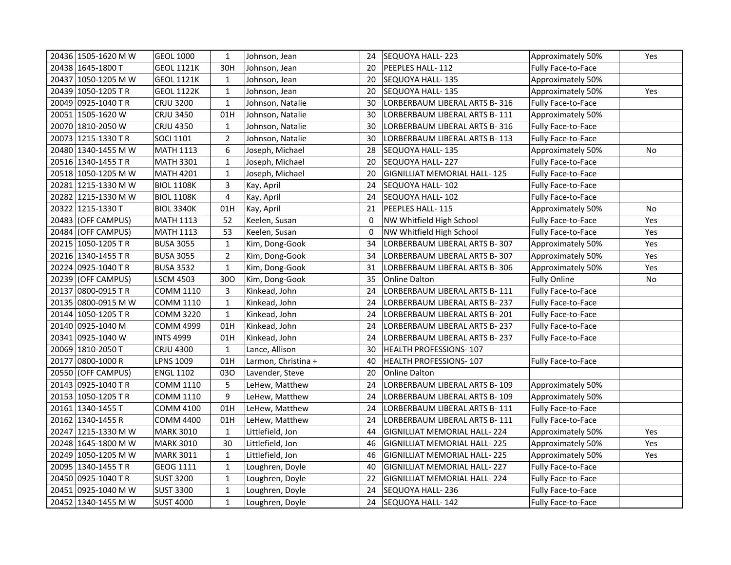| | | | | | | | | |
|---|---|---|---|---|---|---|---|---|
| 20436 | 1505-1620 M W | GEOL 1000 | 1 | Johnson, Jean | 24 | SEQUOYA HALL- 223 | Approximately 50% | Yes |
| 20438 | 1645-1800 T | GEOL 1121K | 30H | Johnson, Jean | 20 | PEEPLES HALL- 112 | Fully Face-to-Face | |
| 20437 | 1050-1205 M W | GEOL 1121K | 1 | Johnson, Jean | 20 | SEQUOYA HALL- 135 | Approximately 50% | |
| 20439 | 1050-1205 T R | GEOL 1122K | 1 | Johnson, Jean | 20 | SEQUOYA HALL- 135 | Approximately 50% | Yes |
| 20049 | 0925-1040 T R | CRJU 3200 | 1 | Johnson, Natalie | 30 | LORBERBAUM LIBERAL ARTS B- 316 | Fully Face-to-Face | |
| 20051 | 1505-1620 W | CRJU 3450 | 01H | Johnson, Natalie | 30 | LORBERBAUM LIBERAL ARTS B- 111 | Approximately 50% | |
| 20070 | 1810-2050 W | CRJU 4350 | 1 | Johnson, Natalie | 30 | LORBERBAUM LIBERAL ARTS B- 316 | Fully Face-to-Face | |
| 20073 | 1215-1330 T R | SOCI 1101 | 2 | Johnson, Natalie | 30 | LORBERBAUM LIBERAL ARTS B- 113 | Fully Face-to-Face | |
| 20480 | 1340-1455 M W | MATH 1113 | 6 | Joseph, Michael | 28 | SEQUOYA HALL- 135 | Approximately 50% | No |
| 20516 | 1340-1455 T R | MATH 3301 | 1 | Joseph, Michael | 20 | SEQUOYA HALL- 227 | Fully Face-to-Face | |
| 20518 | 1050-1205 M W | MATH 4201 | 1 | Joseph, Michael | 20 | GIGNILLIAT MEMORIAL HALL- 125 | Fully Face-to-Face | |
| 20281 | 1215-1330 M W | BIOL 1108K | 3 | Kay, April | 24 | SEQUOYA HALL- 102 | Fully Face-to-Face | |
| 20282 | 1215-1330 M W | BIOL 1108K | 4 | Kay, April | 24 | SEQUOYA HALL- 102 | Fully Face-to-Face | |
| 20322 | 1215-1330 T | BIOL 3340K | 01H | Kay, April | 21 | PEEPLES HALL- 115 | Approximately 50% | No |
| 20483 | (OFF CAMPUS) | MATH 1113 | 52 | Keelen, Susan | 0 | NW Whitfield High School | Fully Face-to-Face | Yes |
| 20484 | (OFF CAMPUS) | MATH 1113 | 53 | Keelen, Susan | 0 | NW Whitfield High School | Fully Face-to-Face | Yes |
| 20215 | 1050-1205 T R | BUSA 3055 | 1 | Kim, Dong-Gook | 34 | LORBERBAUM LIBERAL ARTS B- 307 | Approximately 50% | Yes |
| 20216 | 1340-1455 T R | BUSA 3055 | 2 | Kim, Dong-Gook | 34 | LORBERBAUM LIBERAL ARTS B- 307 | Approximately 50% | Yes |
| 20224 | 0925-1040 T R | BUSA 3532 | 1 | Kim, Dong-Gook | 31 | LORBERBAUM LIBERAL ARTS B- 306 | Approximately 50% | Yes |
| 20239 | (OFF CAMPUS) | LSCM 4503 | 30O | Kim, Dong-Gook | 35 | Online Dalton | Fully Online | No |
| 20137 | 0800-0915 T R | COMM 1110 | 3 | Kinkead, John | 24 | LORBERBAUM LIBERAL ARTS B- 111 | Fully Face-to-Face | |
| 20135 | 0800-0915 M W | COMM 1110 | 1 | Kinkead, John | 24 | LORBERBAUM LIBERAL ARTS B- 237 | Fully Face-to-Face | |
| 20144 | 1050-1205 T R | COMM 3220 | 1 | Kinkead, John | 24 | LORBERBAUM LIBERAL ARTS B- 201 | Fully Face-to-Face | |
| 20140 | 0925-1040 M | COMM 4999 | 01H | Kinkead, John | 24 | LORBERBAUM LIBERAL ARTS B- 237 | Fully Face-to-Face | |
| 20341 | 0925-1040 W | INTS 4999 | 01H | Kinkead, John | 24 | LORBERBAUM LIBERAL ARTS B- 237 | Fully Face-to-Face | |
| 20069 | 1810-2050 T | CRJU 4300 | 1 | Lance, Allison | 30 | HEALTH PROFESSIONS- 107 | | |
| 20177 | 0800-1000 R | LPNS 1009 | 01H | Larmon, Christina + | 40 | HEALTH PROFESSIONS- 107 | Fully Face-to-Face | |
| 20550 | (OFF CAMPUS) | ENGL 1102 | 03O | Lavender, Steve | 20 | Online Dalton | | |
| 20143 | 0925-1040 T R | COMM 1110 | 5 | LeHew, Matthew | 24 | LORBERBAUM LIBERAL ARTS B- 109 | Approximately 50% | |
| 20153 | 1050-1205 T R | COMM 1110 | 9 | LeHew, Matthew | 24 | LORBERBAUM LIBERAL ARTS B- 109 | Approximately 50% | |
| 20161 | 1340-1455 T | COMM 4100 | 01H | LeHew, Matthew | 24 | LORBERBAUM LIBERAL ARTS B- 111 | Fully Face-to-Face | |
| 20162 | 1340-1455 R | COMM 4400 | 01H | LeHew, Matthew | 24 | LORBERBAUM LIBERAL ARTS B- 111 | Fully Face-to-Face | |
| 20247 | 1215-1330 M W | MARK 3010 | 1 | Littlefield, Jon | 44 | GIGNILLIAT MEMORIAL HALL- 224 | Approximately 50% | Yes |
| 20248 | 1645-1800 M W | MARK 3010 | 30 | Littlefield, Jon | 46 | GIGNILLIAT MEMORIAL HALL- 225 | Approximately 50% | Yes |
| 20249 | 1050-1205 M W | MARK 3011 | 1 | Littlefield, Jon | 46 | GIGNILLIAT MEMORIAL HALL- 225 | Approximately 50% | Yes |
| 20095 | 1340-1455 T R | GEOG 1111 | 1 | Loughren, Doyle | 40 | GIGNILLIAT MEMORIAL HALL- 227 | Fully Face-to-Face | |
| 20450 | 0925-1040 T R | SUST 3200 | 1 | Loughren, Doyle | 22 | GIGNILLIAT MEMORIAL HALL- 224 | Fully Face-to-Face | |
| 20451 | 0925-1040 M W | SUST 3300 | 1 | Loughren, Doyle | 24 | SEQUOYA HALL- 236 | Fully Face-to-Face | |
| 20452 | 1340-1455 M W | SUST 4000 | 1 | Loughren, Doyle | 24 | SEQUOYA HALL- 142 | Fully Face-to-Face | |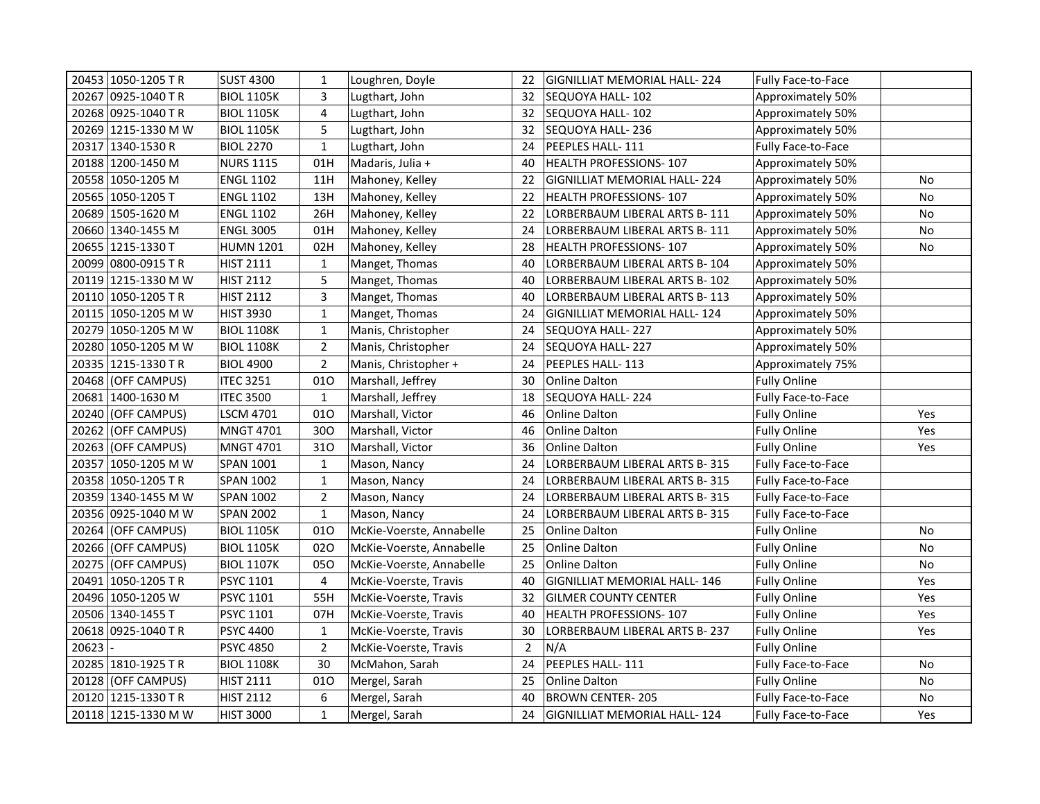| | | | | | | | | |
|---|---|---|---|---|---|---|---|---|
| 20453 | 1050-1205 T R | SUST 4300 | 1 | Loughren, Doyle | 22 | GIGNILLIAT MEMORIAL HALL- 224 | Fully Face-to-Face | |
| 20267 | 0925-1040 T R | BIOL 1105K | 3 | Lugthart, John | 32 | SEQUOYA HALL- 102 | Approximately 50% | |
| 20268 | 0925-1040 T R | BIOL 1105K | 4 | Lugthart, John | 32 | SEQUOYA HALL- 102 | Approximately 50% | |
| 20269 | 1215-1330 M W | BIOL 1105K | 5 | Lugthart, John | 32 | SEQUOYA HALL- 236 | Approximately 50% | |
| 20317 | 1340-1530 R | BIOL 2270 | 1 | Lugthart, John | 24 | PEEPLES HALL- 111 | Fully Face-to-Face | |
| 20188 | 1200-1450 M | NURS 1115 | 01H | Madaris, Julia + | 40 | HEALTH PROFESSIONS- 107 | Approximately 50% | |
| 20558 | 1050-1205 M | ENGL 1102 | 11H | Mahoney, Kelley | 22 | GIGNILLIAT MEMORIAL HALL- 224 | Approximately 50% | No |
| 20565 | 1050-1205 T | ENGL 1102 | 13H | Mahoney, Kelley | 22 | HEALTH PROFESSIONS- 107 | Approximately 50% | No |
| 20689 | 1505-1620 M | ENGL 1102 | 26H | Mahoney, Kelley | 22 | LORBERBAUM LIBERAL ARTS B- 111 | Approximately 50% | No |
| 20660 | 1340-1455 M | ENGL 3005 | 01H | Mahoney, Kelley | 24 | LORBERBAUM LIBERAL ARTS B- 111 | Approximately 50% | No |
| 20655 | 1215-1330 T | HUMN 1201 | 02H | Mahoney, Kelley | 28 | HEALTH PROFESSIONS- 107 | Approximately 50% | No |
| 20099 | 0800-0915 T R | HIST 2111 | 1 | Manget, Thomas | 40 | LORBERBAUM LIBERAL ARTS B- 104 | Approximately 50% | |
| 20119 | 1215-1330 M W | HIST 2112 | 5 | Manget, Thomas | 40 | LORBERBAUM LIBERAL ARTS B- 102 | Approximately 50% | |
| 20110 | 1050-1205 T R | HIST 2112 | 3 | Manget, Thomas | 40 | LORBERBAUM LIBERAL ARTS B- 113 | Approximately 50% | |
| 20115 | 1050-1205 M W | HIST 3930 | 1 | Manget, Thomas | 24 | GIGNILLIAT MEMORIAL HALL- 124 | Approximately 50% | |
| 20279 | 1050-1205 M W | BIOL 1108K | 1 | Manis, Christopher | 24 | SEQUOYA HALL- 227 | Approximately 50% | |
| 20280 | 1050-1205 M W | BIOL 1108K | 2 | Manis, Christopher | 24 | SEQUOYA HALL- 227 | Approximately 50% | |
| 20335 | 1215-1330 T R | BIOL 4900 | 2 | Manis, Christopher + | 24 | PEEPLES HALL- 113 | Approximately 75% | |
| 20468 | (OFF CAMPUS) | ITEC 3251 | 01O | Marshall, Jeffrey | 30 | Online Dalton | Fully Online | |
| 20681 | 1400-1630 M | ITEC 3500 | 1 | Marshall, Jeffrey | 18 | SEQUOYA HALL- 224 | Fully Face-to-Face | |
| 20240 | (OFF CAMPUS) | LSCM 4701 | 01O | Marshall, Victor | 46 | Online Dalton | Fully Online | Yes |
| 20262 | (OFF CAMPUS) | MNGT 4701 | 30O | Marshall, Victor | 46 | Online Dalton | Fully Online | Yes |
| 20263 | (OFF CAMPUS) | MNGT 4701 | 31O | Marshall, Victor | 36 | Online Dalton | Fully Online | Yes |
| 20357 | 1050-1205 M W | SPAN 1001 | 1 | Mason, Nancy | 24 | LORBERBAUM LIBERAL ARTS B- 315 | Fully Face-to-Face | |
| 20358 | 1050-1205 T R | SPAN 1002 | 1 | Mason, Nancy | 24 | LORBERBAUM LIBERAL ARTS B- 315 | Fully Face-to-Face | |
| 20359 | 1340-1455 M W | SPAN 1002 | 2 | Mason, Nancy | 24 | LORBERBAUM LIBERAL ARTS B- 315 | Fully Face-to-Face | |
| 20356 | 0925-1040 M W | SPAN 2002 | 1 | Mason, Nancy | 24 | LORBERBAUM LIBERAL ARTS B- 315 | Fully Face-to-Face | |
| 20264 | (OFF CAMPUS) | BIOL 1105K | 01O | McKie-Voerste, Annabelle | 25 | Online Dalton | Fully Online | No |
| 20266 | (OFF CAMPUS) | BIOL 1105K | 02O | McKie-Voerste, Annabelle | 25 | Online Dalton | Fully Online | No |
| 20275 | (OFF CAMPUS) | BIOL 1107K | 05O | McKie-Voerste, Annabelle | 25 | Online Dalton | Fully Online | No |
| 20491 | 1050-1205 T R | PSYC 1101 | 4 | McKie-Voerste, Travis | 40 | GIGNILLIAT MEMORIAL HALL- 146 | Fully Online | Yes |
| 20496 | 1050-1205 W | PSYC 1101 | 55H | McKie-Voerste, Travis | 32 | GILMER COUNTY CENTER | Fully Online | Yes |
| 20506 | 1340-1455 T | PSYC 1101 | 07H | McKie-Voerste, Travis | 40 | HEALTH PROFESSIONS- 107 | Fully Online | Yes |
| 20618 | 0925-1040 T R | PSYC 4400 | 1 | McKie-Voerste, Travis | 30 | LORBERBAUM LIBERAL ARTS B- 237 | Fully Online | Yes |
| 20623 | - | PSYC 4850 | 2 | McKie-Voerste, Travis | 2 | N/A | Fully Online | |
| 20285 | 1810-1925 T R | BIOL 1108K | 30 | McMahon, Sarah | 24 | PEEPLES HALL- 111 | Fully Face-to-Face | No |
| 20128 | (OFF CAMPUS) | HIST 2111 | 01O | Mergel, Sarah | 25 | Online Dalton | Fully Online | No |
| 20120 | 1215-1330 T R | HIST 2112 | 6 | Mergel, Sarah | 40 | BROWN CENTER- 205 | Fully Face-to-Face | No |
| 20118 | 1215-1330 M W | HIST 3000 | 1 | Mergel, Sarah | 24 | GIGNILLIAT MEMORIAL HALL- 124 | Fully Face-to-Face | Yes |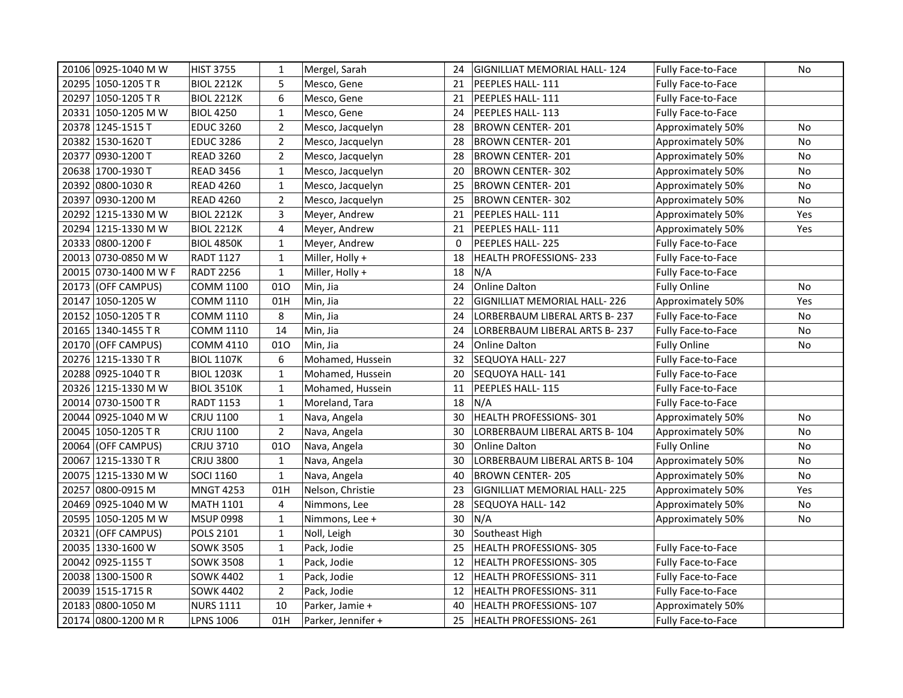| | | | | | | | | |
|---|---|---|---|---|---|---|---|---|
| 20106 | 0925-1040 M W | HIST 3755 | 1 | Mergel, Sarah | 24 | GIGNILLIAT MEMORIAL HALL- 124 | Fully Face-to-Face | No |
| 20295 | 1050-1205 T R | BIOL 2212K | 5 | Mesco, Gene | 21 | PEEPLES HALL- 111 | Fully Face-to-Face | |
| 20297 | 1050-1205 T R | BIOL 2212K | 6 | Mesco, Gene | 21 | PEEPLES HALL- 111 | Fully Face-to-Face | |
| 20331 | 1050-1205 M W | BIOL 4250 | 1 | Mesco, Gene | 24 | PEEPLES HALL- 113 | Fully Face-to-Face | |
| 20378 | 1245-1515 T | EDUC 3260 | 2 | Mesco, Jacquelyn | 28 | BROWN CENTER- 201 | Approximately 50% | No |
| 20382 | 1530-1620 T | EDUC 3286 | 2 | Mesco, Jacquelyn | 28 | BROWN CENTER- 201 | Approximately 50% | No |
| 20377 | 0930-1200 T | READ 3260 | 2 | Mesco, Jacquelyn | 28 | BROWN CENTER- 201 | Approximately 50% | No |
| 20638 | 1700-1930 T | READ 3456 | 1 | Mesco, Jacquelyn | 20 | BROWN CENTER- 302 | Approximately 50% | No |
| 20392 | 0800-1030 R | READ 4260 | 1 | Mesco, Jacquelyn | 25 | BROWN CENTER- 201 | Approximately 50% | No |
| 20397 | 0930-1200 M | READ 4260 | 2 | Mesco, Jacquelyn | 25 | BROWN CENTER- 302 | Approximately 50% | No |
| 20292 | 1215-1330 M W | BIOL 2212K | 3 | Meyer, Andrew | 21 | PEEPLES HALL- 111 | Approximately 50% | Yes |
| 20294 | 1215-1330 M W | BIOL 2212K | 4 | Meyer, Andrew | 21 | PEEPLES HALL- 111 | Approximately 50% | Yes |
| 20333 | 0800-1200 F | BIOL 4850K | 1 | Meyer, Andrew | 0 | PEEPLES HALL- 225 | Fully Face-to-Face | |
| 20013 | 0730-0850 M W | RADT 1127 | 1 | Miller, Holly + | 18 | HEALTH PROFESSIONS- 233 | Fully Face-to-Face | |
| 20015 | 0730-1400 M W F | RADT 2256 | 1 | Miller, Holly + | 18 | N/A | Fully Face-to-Face | |
| 20173 | (OFF CAMPUS) | COMM 1100 | 01O | Min, Jia | 24 | Online Dalton | Fully Online | No |
| 20147 | 1050-1205 W | COMM 1110 | 01H | Min, Jia | 22 | GIGNILLIAT MEMORIAL HALL- 226 | Approximately 50% | Yes |
| 20152 | 1050-1205 T R | COMM 1110 | 8 | Min, Jia | 24 | LORBERBAUM LIBERAL ARTS B- 237 | Fully Face-to-Face | No |
| 20165 | 1340-1455 T R | COMM 1110 | 14 | Min, Jia | 24 | LORBERBAUM LIBERAL ARTS B- 237 | Fully Face-to-Face | No |
| 20170 | (OFF CAMPUS) | COMM 4110 | 01O | Min, Jia | 24 | Online Dalton | Fully Online | No |
| 20276 | 1215-1330 T R | BIOL 1107K | 6 | Mohamed, Hussein | 32 | SEQUOYA HALL- 227 | Fully Face-to-Face | |
| 20288 | 0925-1040 T R | BIOL 1203K | 1 | Mohamed, Hussein | 20 | SEQUOYA HALL- 141 | Fully Face-to-Face | |
| 20326 | 1215-1330 M W | BIOL 3510K | 1 | Mohamed, Hussein | 11 | PEEPLES HALL- 115 | Fully Face-to-Face | |
| 20014 | 0730-1500 T R | RADT 1153 | 1 | Moreland, Tara | 18 | N/A | Fully Face-to-Face | |
| 20044 | 0925-1040 M W | CRJU 1100 | 1 | Nava, Angela | 30 | HEALTH PROFESSIONS- 301 | Approximately 50% | No |
| 20045 | 1050-1205 T R | CRJU 1100 | 2 | Nava, Angela | 30 | LORBERBAUM LIBERAL ARTS B- 104 | Approximately 50% | No |
| 20064 | (OFF CAMPUS) | CRJU 3710 | 01O | Nava, Angela | 30 | Online Dalton | Fully Online | No |
| 20067 | 1215-1330 T R | CRJU 3800 | 1 | Nava, Angela | 30 | LORBERBAUM LIBERAL ARTS B- 104 | Approximately 50% | No |
| 20075 | 1215-1330 M W | SOCI 1160 | 1 | Nava, Angela | 40 | BROWN CENTER- 205 | Approximately 50% | No |
| 20257 | 0800-0915 M | MNGT 4253 | 01H | Nelson, Christie | 23 | GIGNILLIAT MEMORIAL HALL- 225 | Approximately 50% | Yes |
| 20469 | 0925-1040 M W | MATH 1101 | 4 | Nimmons, Lee | 28 | SEQUOYA HALL- 142 | Approximately 50% | No |
| 20595 | 1050-1205 M W | MSUP 0998 | 1 | Nimmons, Lee + | 30 | N/A | Approximately 50% | No |
| 20321 | (OFF CAMPUS) | POLS 2101 | 1 | Noll, Leigh | 30 | Southeast High | | |
| 20035 | 1330-1600 W | SOWK 3505 | 1 | Pack, Jodie | 25 | HEALTH PROFESSIONS- 305 | Fully Face-to-Face | |
| 20042 | 0925-1155 T | SOWK 3508 | 1 | Pack, Jodie | 12 | HEALTH PROFESSIONS- 305 | Fully Face-to-Face | |
| 20038 | 1300-1500 R | SOWK 4402 | 1 | Pack, Jodie | 12 | HEALTH PROFESSIONS- 311 | Fully Face-to-Face | |
| 20039 | 1515-1715 R | SOWK 4402 | 2 | Pack, Jodie | 12 | HEALTH PROFESSIONS- 311 | Fully Face-to-Face | |
| 20183 | 0800-1050 M | NURS 1111 | 10 | Parker, Jamie + | 40 | HEALTH PROFESSIONS- 107 | Approximately 50% | |
| 20174 | 0800-1200 M R | LPNS 1006 | 01H | Parker, Jennifer + | 25 | HEALTH PROFESSIONS- 261 | Fully Face-to-Face | |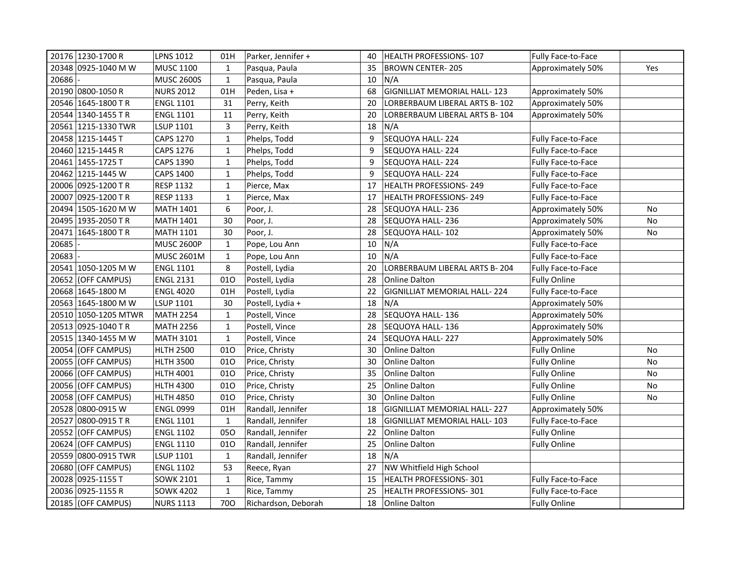| | | | | | | | | |
|---|---|---|---|---|---|---|---|---|
| 20176 | 1230-1700 R | LPNS 1012 | 01H | Parker, Jennifer + | 40 | HEALTH PROFESSIONS- 107 | Fully Face-to-Face | |
| 20348 | 0925-1040 M W | MUSC 1100 | 1 | Pasqua, Paula | 35 | BROWN CENTER- 205 | Approximately 50% | Yes |
| 20686 | - | MUSC 2600S | 1 | Pasqua, Paula | 10 | N/A | | |
| 20190 | 0800-1050 R | NURS 2012 | 01H | Peden, Lisa + | 68 | GIGNILLIAT MEMORIAL HALL- 123 | Approximately 50% | |
| 20546 | 1645-1800 T R | ENGL 1101 | 31 | Perry, Keith | 20 | LORBERBAUM LIBERAL ARTS B- 102 | Approximately 50% | |
| 20544 | 1340-1455 T R | ENGL 1101 | 11 | Perry, Keith | 20 | LORBERBAUM LIBERAL ARTS B- 104 | Approximately 50% | |
| 20561 | 1215-1330 TWR | LSUP 1101 | 3 | Perry, Keith | 18 | N/A | | |
| 20458 | 1215-1445 T | CAPS 1270 | 1 | Phelps, Todd | 9 | SEQUOYA HALL- 224 | Fully Face-to-Face | |
| 20460 | 1215-1445 R | CAPS 1276 | 1 | Phelps, Todd | 9 | SEQUOYA HALL- 224 | Fully Face-to-Face | |
| 20461 | 1455-1725 T | CAPS 1390 | 1 | Phelps, Todd | 9 | SEQUOYA HALL- 224 | Fully Face-to-Face | |
| 20462 | 1215-1445 W | CAPS 1400 | 1 | Phelps, Todd | 9 | SEQUOYA HALL- 224 | Fully Face-to-Face | |
| 20006 | 0925-1200 T R | RESP 1132 | 1 | Pierce, Max | 17 | HEALTH PROFESSIONS- 249 | Fully Face-to-Face | |
| 20007 | 0925-1200 T R | RESP 1133 | 1 | Pierce, Max | 17 | HEALTH PROFESSIONS- 249 | Fully Face-to-Face | |
| 20494 | 1505-1620 M W | MATH 1401 | 6 | Poor, J. | 28 | SEQUOYA HALL- 236 | Approximately 50% | No |
| 20495 | 1935-2050 T R | MATH 1401 | 30 | Poor, J. | 28 | SEQUOYA HALL- 236 | Approximately 50% | No |
| 20471 | 1645-1800 T R | MATH 1101 | 30 | Poor, J. | 28 | SEQUOYA HALL- 102 | Approximately 50% | No |
| 20685 | - | MUSC 2600P | 1 | Pope, Lou Ann | 10 | N/A | Fully Face-to-Face | |
| 20683 | - | MUSC 2601M | 1 | Pope, Lou Ann | 10 | N/A | Fully Face-to-Face | |
| 20541 | 1050-1205 M W | ENGL 1101 | 8 | Postell, Lydia | 20 | LORBERBAUM LIBERAL ARTS B- 204 | Fully Face-to-Face | |
| 20652 | (OFF CAMPUS) | ENGL 2131 | 01O | Postell, Lydia | 28 | Online Dalton | Fully Online | |
| 20668 | 1645-1800 M | ENGL 4020 | 01H | Postell, Lydia | 22 | GIGNILLIAT MEMORIAL HALL- 224 | Fully Face-to-Face | |
| 20563 | 1645-1800 M W | LSUP 1101 | 30 | Postell, Lydia + | 18 | N/A | Approximately 50% | |
| 20510 | 1050-1205 MTWR | MATH 2254 | 1 | Postell, Vince | 28 | SEQUOYA HALL- 136 | Approximately 50% | |
| 20513 | 0925-1040 T R | MATH 2256 | 1 | Postell, Vince | 28 | SEQUOYA HALL- 136 | Approximately 50% | |
| 20515 | 1340-1455 M W | MATH 3101 | 1 | Postell, Vince | 24 | SEQUOYA HALL- 227 | Approximately 50% | |
| 20054 | (OFF CAMPUS) | HLTH 2500 | 01O | Price, Christy | 30 | Online Dalton | Fully Online | No |
| 20055 | (OFF CAMPUS) | HLTH 3500 | 01O | Price, Christy | 30 | Online Dalton | Fully Online | No |
| 20066 | (OFF CAMPUS) | HLTH 4001 | 01O | Price, Christy | 35 | Online Dalton | Fully Online | No |
| 20056 | (OFF CAMPUS) | HLTH 4300 | 01O | Price, Christy | 25 | Online Dalton | Fully Online | No |
| 20058 | (OFF CAMPUS) | HLTH 4850 | 01O | Price, Christy | 30 | Online Dalton | Fully Online | No |
| 20528 | 0800-0915 W | ENGL 0999 | 01H | Randall, Jennifer | 18 | GIGNILLIAT MEMORIAL HALL- 227 | Approximately 50% | |
| 20527 | 0800-0915 T R | ENGL 1101 | 1 | Randall, Jennifer | 18 | GIGNILLIAT MEMORIAL HALL- 103 | Fully Face-to-Face | |
| 20552 | (OFF CAMPUS) | ENGL 1102 | 05O | Randall, Jennifer | 22 | Online Dalton | Fully Online | |
| 20624 | (OFF CAMPUS) | ENGL 1110 | 01O | Randall, Jennifer | 25 | Online Dalton | Fully Online | |
| 20559 | 0800-0915 TWR | LSUP 1101 | 1 | Randall, Jennifer | 18 | N/A | | |
| 20680 | (OFF CAMPUS) | ENGL 1102 | 53 | Reece, Ryan | 27 | NW Whitfield High School | | |
| 20028 | 0925-1155 T | SOWK 2101 | 1 | Rice, Tammy | 15 | HEALTH PROFESSIONS- 301 | Fully Face-to-Face | |
| 20036 | 0925-1155 R | SOWK 4202 | 1 | Rice, Tammy | 25 | HEALTH PROFESSIONS- 301 | Fully Face-to-Face | |
| 20185 | (OFF CAMPUS) | NURS 1113 | 70O | Richardson, Deborah | 18 | Online Dalton | Fully Online | |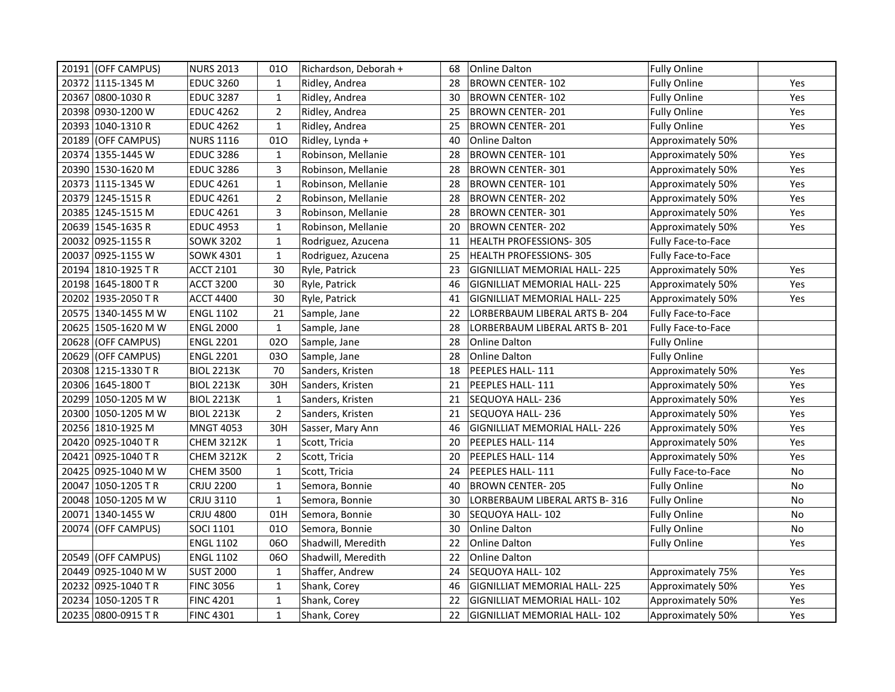| | | | | | | | | |
|---|---|---|---|---|---|---|---|---|
| 20191 | (OFF CAMPUS) | NURS 2013 | 01O | Richardson, Deborah + | 68 | Online Dalton | Fully Online | |
| 20372 | 1115-1345 M | EDUC 3260 | 1 | Ridley, Andrea | 28 | BROWN CENTER- 102 | Fully Online | Yes |
| 20367 | 0800-1030 R | EDUC 3287 | 1 | Ridley, Andrea | 30 | BROWN CENTER- 102 | Fully Online | Yes |
| 20398 | 0930-1200 W | EDUC 4262 | 2 | Ridley, Andrea | 25 | BROWN CENTER- 201 | Fully Online | Yes |
| 20393 | 1040-1310 R | EDUC 4262 | 1 | Ridley, Andrea | 25 | BROWN CENTER- 201 | Fully Online | Yes |
| 20189 | (OFF CAMPUS) | NURS 1116 | 01O | Ridley, Lynda + | 40 | Online Dalton | Approximately 50% | |
| 20374 | 1355-1445 W | EDUC 3286 | 1 | Robinson, Mellanie | 28 | BROWN CENTER- 101 | Approximately 50% | Yes |
| 20390 | 1530-1620 M | EDUC 3286 | 3 | Robinson, Mellanie | 28 | BROWN CENTER- 301 | Approximately 50% | Yes |
| 20373 | 1115-1345 W | EDUC 4261 | 1 | Robinson, Mellanie | 28 | BROWN CENTER- 101 | Approximately 50% | Yes |
| 20379 | 1245-1515 R | EDUC 4261 | 2 | Robinson, Mellanie | 28 | BROWN CENTER- 202 | Approximately 50% | Yes |
| 20385 | 1245-1515 M | EDUC 4261 | 3 | Robinson, Mellanie | 28 | BROWN CENTER- 301 | Approximately 50% | Yes |
| 20639 | 1545-1635 R | EDUC 4953 | 1 | Robinson, Mellanie | 20 | BROWN CENTER- 202 | Approximately 50% | Yes |
| 20032 | 0925-1155 R | SOWK 3202 | 1 | Rodriguez, Azucena | 11 | HEALTH PROFESSIONS- 305 | Fully Face-to-Face | |
| 20037 | 0925-1155 W | SOWK 4301 | 1 | Rodriguez, Azucena | 25 | HEALTH PROFESSIONS- 305 | Fully Face-to-Face | |
| 20194 | 1810-1925 T R | ACCT 2101 | 30 | Ryle, Patrick | 23 | GIGNILLIAT MEMORIAL HALL- 225 | Approximately 50% | Yes |
| 20198 | 1645-1800 T R | ACCT 3200 | 30 | Ryle, Patrick | 46 | GIGNILLIAT MEMORIAL HALL- 225 | Approximately 50% | Yes |
| 20202 | 1935-2050 T R | ACCT 4400 | 30 | Ryle, Patrick | 41 | GIGNILLIAT MEMORIAL HALL- 225 | Approximately 50% | Yes |
| 20575 | 1340-1455 M W | ENGL 1102 | 21 | Sample, Jane | 22 | LORBERBAUM LIBERAL ARTS B- 204 | Fully Face-to-Face | |
| 20625 | 1505-1620 M W | ENGL 2000 | 1 | Sample, Jane | 28 | LORBERBAUM LIBERAL ARTS B- 201 | Fully Face-to-Face | |
| 20628 | (OFF CAMPUS) | ENGL 2201 | 02O | Sample, Jane | 28 | Online Dalton | Fully Online | |
| 20629 | (OFF CAMPUS) | ENGL 2201 | 03O | Sample, Jane | 28 | Online Dalton | Fully Online | |
| 20308 | 1215-1330 T R | BIOL 2213K | 70 | Sanders, Kristen | 18 | PEEPLES HALL- 111 | Approximately 50% | Yes |
| 20306 | 1645-1800 T | BIOL 2213K | 30H | Sanders, Kristen | 21 | PEEPLES HALL- 111 | Approximately 50% | Yes |
| 20299 | 1050-1205 M W | BIOL 2213K | 1 | Sanders, Kristen | 21 | SEQUOYA HALL- 236 | Approximately 50% | Yes |
| 20300 | 1050-1205 M W | BIOL 2213K | 2 | Sanders, Kristen | 21 | SEQUOYA HALL- 236 | Approximately 50% | Yes |
| 20256 | 1810-1925 M | MNGT 4053 | 30H | Sasser, Mary Ann | 46 | GIGNILLIAT MEMORIAL HALL- 226 | Approximately 50% | Yes |
| 20420 | 0925-1040 T R | CHEM 3212K | 1 | Scott, Tricia | 20 | PEEPLES HALL- 114 | Approximately 50% | Yes |
| 20421 | 0925-1040 T R | CHEM 3212K | 2 | Scott, Tricia | 20 | PEEPLES HALL- 114 | Approximately 50% | Yes |
| 20425 | 0925-1040 M W | CHEM 3500 | 1 | Scott, Tricia | 24 | PEEPLES HALL- 111 | Fully Face-to-Face | No |
| 20047 | 1050-1205 T R | CRJU 2200 | 1 | Semora, Bonnie | 40 | BROWN CENTER- 205 | Fully Online | No |
| 20048 | 1050-1205 M W | CRJU 3110 | 1 | Semora, Bonnie | 30 | LORBERBAUM LIBERAL ARTS B- 316 | Fully Online | No |
| 20071 | 1340-1455 W | CRJU 4800 | 01H | Semora, Bonnie | 30 | SEQUOYA HALL- 102 | Fully Online | No |
| 20074 | (OFF CAMPUS) | SOCI 1101 | 01O | Semora, Bonnie | 30 | Online Dalton | Fully Online | No |
| | | ENGL 1102 | 06O | Shadwill, Meredith | 22 | Online Dalton | Fully Online | Yes |
| 20549 | (OFF CAMPUS) | ENGL 1102 | 06O | Shadwill, Meredith | 22 | Online Dalton | | |
| 20449 | 0925-1040 M W | SUST 2000 | 1 | Shaffer, Andrew | 24 | SEQUOYA HALL- 102 | Approximately 75% | Yes |
| 20232 | 0925-1040 T R | FINC 3056 | 1 | Shank, Corey | 46 | GIGNILLIAT MEMORIAL HALL- 225 | Approximately 50% | Yes |
| 20234 | 1050-1205 T R | FINC 4201 | 1 | Shank, Corey | 22 | GIGNILLIAT MEMORIAL HALL- 102 | Approximately 50% | Yes |
| 20235 | 0800-0915 T R | FINC 4301 | 1 | Shank, Corey | 22 | GIGNILLIAT MEMORIAL HALL- 102 | Approximately 50% | Yes |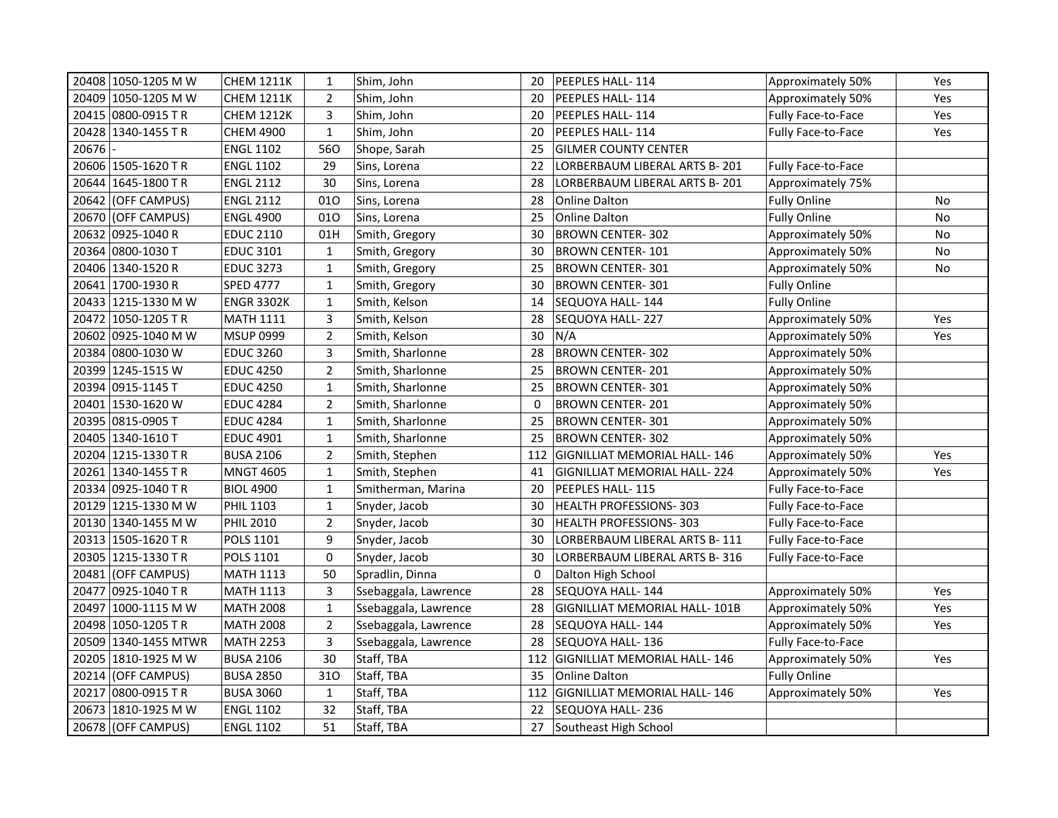| | | | | | | | | |
|---|---|---|---|---|---|---|---|---|
| 20408 | 1050-1205 M W | CHEM 1211K | 1 | Shim, John | 20 | PEEPLES HALL- 114 | Approximately 50% | Yes |
| 20409 | 1050-1205 M W | CHEM 1211K | 2 | Shim, John | 20 | PEEPLES HALL- 114 | Approximately 50% | Yes |
| 20415 | 0800-0915 T R | CHEM 1212K | 3 | Shim, John | 20 | PEEPLES HALL- 114 | Fully Face-to-Face | Yes |
| 20428 | 1340-1455 T R | CHEM 4900 | 1 | Shim, John | 20 | PEEPLES HALL- 114 | Fully Face-to-Face | Yes |
| 20676 | - | ENGL 1102 | 56O | Shope, Sarah | 25 | GILMER COUNTY CENTER | | |
| 20606 | 1505-1620 T R | ENGL 1102 | 29 | Sins, Lorena | 22 | LORBERBAUM LIBERAL ARTS B- 201 | Fully Face-to-Face | |
| 20644 | 1645-1800 T R | ENGL 2112 | 30 | Sins, Lorena | 28 | LORBERBAUM LIBERAL ARTS B- 201 | Approximately 75% | |
| 20642 | (OFF CAMPUS) | ENGL 2112 | 01O | Sins, Lorena | 28 | Online Dalton | Fully Online | No |
| 20670 | (OFF CAMPUS) | ENGL 4900 | 01O | Sins, Lorena | 25 | Online Dalton | Fully Online | No |
| 20632 | 0925-1040 R | EDUC 2110 | 01H | Smith, Gregory | 30 | BROWN CENTER- 302 | Approximately 50% | No |
| 20364 | 0800-1030 T | EDUC 3101 | 1 | Smith, Gregory | 30 | BROWN CENTER- 101 | Approximately 50% | No |
| 20406 | 1340-1520 R | EDUC 3273 | 1 | Smith, Gregory | 25 | BROWN CENTER- 301 | Approximately 50% | No |
| 20641 | 1700-1930 R | SPED 4777 | 1 | Smith, Gregory | 30 | BROWN CENTER- 301 | Fully Online | |
| 20433 | 1215-1330 M W | ENGR 3302K | 1 | Smith, Kelson | 14 | SEQUOYA HALL- 144 | Fully Online | |
| 20472 | 1050-1205 T R | MATH 1111 | 3 | Smith, Kelson | 28 | SEQUOYA HALL- 227 | Approximately 50% | Yes |
| 20602 | 0925-1040 M W | MSUP 0999 | 2 | Smith, Kelson | 30 | N/A | Approximately 50% | Yes |
| 20384 | 0800-1030 W | EDUC 3260 | 3 | Smith, Sharlonne | 28 | BROWN CENTER- 302 | Approximately 50% | |
| 20399 | 1245-1515 W | EDUC 4250 | 2 | Smith, Sharlonne | 25 | BROWN CENTER- 201 | Approximately 50% | |
| 20394 | 0915-1145 T | EDUC 4250 | 1 | Smith, Sharlonne | 25 | BROWN CENTER- 301 | Approximately 50% | |
| 20401 | 1530-1620 W | EDUC 4284 | 2 | Smith, Sharlonne | 0 | BROWN CENTER- 201 | Approximately 50% | |
| 20395 | 0815-0905 T | EDUC 4284 | 1 | Smith, Sharlonne | 25 | BROWN CENTER- 301 | Approximately 50% | |
| 20405 | 1340-1610 T | EDUC 4901 | 1 | Smith, Sharlonne | 25 | BROWN CENTER- 302 | Approximately 50% | |
| 20204 | 1215-1330 T R | BUSA 2106 | 2 | Smith, Stephen | 112 | GIGNILLIAT MEMORIAL HALL- 146 | Approximately 50% | Yes |
| 20261 | 1340-1455 T R | MNGT 4605 | 1 | Smith, Stephen | 41 | GIGNILLIAT MEMORIAL HALL- 224 | Approximately 50% | Yes |
| 20334 | 0925-1040 T R | BIOL 4900 | 1 | Smitherman, Marina | 20 | PEEPLES HALL- 115 | Fully Face-to-Face | |
| 20129 | 1215-1330 M W | PHIL 1103 | 1 | Snyder, Jacob | 30 | HEALTH PROFESSIONS- 303 | Fully Face-to-Face | |
| 20130 | 1340-1455 M W | PHIL 2010 | 2 | Snyder, Jacob | 30 | HEALTH PROFESSIONS- 303 | Fully Face-to-Face | |
| 20313 | 1505-1620 T R | POLS 1101 | 9 | Snyder, Jacob | 30 | LORBERBAUM LIBERAL ARTS B- 111 | Fully Face-to-Face | |
| 20305 | 1215-1330 T R | POLS 1101 | 0 | Snyder, Jacob | 30 | LORBERBAUM LIBERAL ARTS B- 316 | Fully Face-to-Face | |
| 20481 | (OFF CAMPUS) | MATH 1113 | 50 | Spradlin, Dinna | 0 | Dalton High School | | |
| 20477 | 0925-1040 T R | MATH 1113 | 3 | Ssebaggala, Lawrence | 28 | SEQUOYA HALL- 144 | Approximately 50% | Yes |
| 20497 | 1000-1115 M W | MATH 2008 | 1 | Ssebaggala, Lawrence | 28 | GIGNILLIAT MEMORIAL HALL- 101B | Approximately 50% | Yes |
| 20498 | 1050-1205 T R | MATH 2008 | 2 | Ssebaggala, Lawrence | 28 | SEQUOYA HALL- 144 | Approximately 50% | Yes |
| 20509 | 1340-1455 MTWR | MATH 2253 | 3 | Ssebaggala, Lawrence | 28 | SEQUOYA HALL- 136 | Fully Face-to-Face | |
| 20205 | 1810-1925 M W | BUSA 2106 | 30 | Staff, TBA | 112 | GIGNILLIAT MEMORIAL HALL- 146 | Approximately 50% | Yes |
| 20214 | (OFF CAMPUS) | BUSA 2850 | 31O | Staff, TBA | 35 | Online Dalton | Fully Online | |
| 20217 | 0800-0915 T R | BUSA 3060 | 1 | Staff, TBA | 112 | GIGNILLIAT MEMORIAL HALL- 146 | Approximately 50% | Yes |
| 20673 | 1810-1925 M W | ENGL 1102 | 32 | Staff, TBA | 22 | SEQUOYA HALL- 236 | | |
| 20678 | (OFF CAMPUS) | ENGL 1102 | 51 | Staff, TBA | 27 | Southeast High School | | |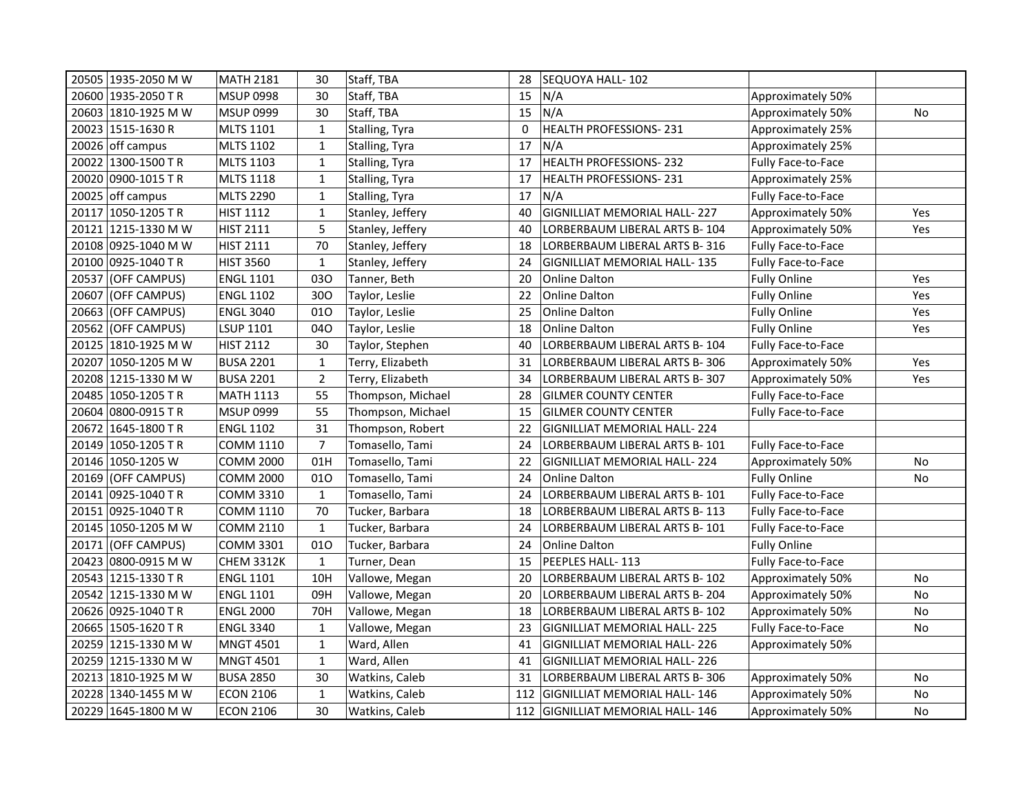| | | | | | | | | |
|---|---|---|---|---|---|---|---|---|
| 20505 | 1935-2050 M W | MATH 2181 | 30 | Staff, TBA | 28 | SEQUOYA HALL- 102 | | |
| 20600 | 1935-2050 T R | MSUP 0998 | 30 | Staff, TBA | 15 | N/A | Approximately 50% | |
| 20603 | 1810-1925 M W | MSUP 0999 | 30 | Staff, TBA | 15 | N/A | Approximately 50% | No |
| 20023 | 1515-1630 R | MLTS 1101 | 1 | Stalling, Tyra | 0 | HEALTH PROFESSIONS- 231 | Approximately 25% | |
| 20026 | off campus | MLTS 1102 | 1 | Stalling, Tyra | 17 | N/A | Approximately 25% | |
| 20022 | 1300-1500 T R | MLTS 1103 | 1 | Stalling, Tyra | 17 | HEALTH PROFESSIONS- 232 | Fully Face-to-Face | |
| 20020 | 0900-1015 T R | MLTS 1118 | 1 | Stalling, Tyra | 17 | HEALTH PROFESSIONS- 231 | Approximately 25% | |
| 20025 | off campus | MLTS 2290 | 1 | Stalling, Tyra | 17 | N/A | Fully Face-to-Face | |
| 20117 | 1050-1205 T R | HIST 1112 | 1 | Stanley, Jeffery | 40 | GIGNILLIAT MEMORIAL HALL- 227 | Approximately 50% | Yes |
| 20121 | 1215-1330 M W | HIST 2111 | 5 | Stanley, Jeffery | 40 | LORBERBAUM LIBERAL ARTS B- 104 | Approximately 50% | Yes |
| 20108 | 0925-1040 M W | HIST 2111 | 70 | Stanley, Jeffery | 18 | LORBERBAUM LIBERAL ARTS B- 316 | Fully Face-to-Face | |
| 20100 | 0925-1040 T R | HIST 3560 | 1 | Stanley, Jeffery | 24 | GIGNILLIAT MEMORIAL HALL- 135 | Fully Face-to-Face | |
| 20537 | (OFF CAMPUS) | ENGL 1101 | 03O | Tanner, Beth | 20 | Online Dalton | Fully Online | Yes |
| 20607 | (OFF CAMPUS) | ENGL 1102 | 30O | Taylor, Leslie | 22 | Online Dalton | Fully Online | Yes |
| 20663 | (OFF CAMPUS) | ENGL 3040 | 01O | Taylor, Leslie | 25 | Online Dalton | Fully Online | Yes |
| 20562 | (OFF CAMPUS) | LSUP 1101 | 04O | Taylor, Leslie | 18 | Online Dalton | Fully Online | Yes |
| 20125 | 1810-1925 M W | HIST 2112 | 30 | Taylor, Stephen | 40 | LORBERBAUM LIBERAL ARTS B- 104 | Fully Face-to-Face | |
| 20207 | 1050-1205 M W | BUSA 2201 | 1 | Terry, Elizabeth | 31 | LORBERBAUM LIBERAL ARTS B- 306 | Approximately 50% | Yes |
| 20208 | 1215-1330 M W | BUSA 2201 | 2 | Terry, Elizabeth | 34 | LORBERBAUM LIBERAL ARTS B- 307 | Approximately 50% | Yes |
| 20485 | 1050-1205 T R | MATH 1113 | 55 | Thompson, Michael | 28 | GILMER COUNTY CENTER | Fully Face-to-Face | |
| 20604 | 0800-0915 T R | MSUP 0999 | 55 | Thompson, Michael | 15 | GILMER COUNTY CENTER | Fully Face-to-Face | |
| 20672 | 1645-1800 T R | ENGL 1102 | 31 | Thompson, Robert | 22 | GIGNILLIAT MEMORIAL HALL- 224 | | |
| 20149 | 1050-1205 T R | COMM 1110 | 7 | Tomasello, Tami | 24 | LORBERBAUM LIBERAL ARTS B- 101 | Fully Face-to-Face | |
| 20146 | 1050-1205 W | COMM 2000 | 01H | Tomasello, Tami | 22 | GIGNILLIAT MEMORIAL HALL- 224 | Approximately 50% | No |
| 20169 | (OFF CAMPUS) | COMM 2000 | 01O | Tomasello, Tami | 24 | Online Dalton | Fully Online | No |
| 20141 | 0925-1040 T R | COMM 3310 | 1 | Tomasello, Tami | 24 | LORBERBAUM LIBERAL ARTS B- 101 | Fully Face-to-Face | |
| 20151 | 0925-1040 T R | COMM 1110 | 70 | Tucker, Barbara | 18 | LORBERBAUM LIBERAL ARTS B- 113 | Fully Face-to-Face | |
| 20145 | 1050-1205 M W | COMM 2110 | 1 | Tucker, Barbara | 24 | LORBERBAUM LIBERAL ARTS B- 101 | Fully Face-to-Face | |
| 20171 | (OFF CAMPUS) | COMM 3301 | 01O | Tucker, Barbara | 24 | Online Dalton | Fully Online | |
| 20423 | 0800-0915 M W | CHEM 3312K | 1 | Turner, Dean | 15 | PEEPLES HALL- 113 | Fully Face-to-Face | |
| 20543 | 1215-1330 T R | ENGL 1101 | 10H | Vallowe, Megan | 20 | LORBERBAUM LIBERAL ARTS B- 102 | Approximately 50% | No |
| 20542 | 1215-1330 M W | ENGL 1101 | 09H | Vallowe, Megan | 20 | LORBERBAUM LIBERAL ARTS B- 204 | Approximately 50% | No |
| 20626 | 0925-1040 T R | ENGL 2000 | 70H | Vallowe, Megan | 18 | LORBERBAUM LIBERAL ARTS B- 102 | Approximately 50% | No |
| 20665 | 1505-1620 T R | ENGL 3340 | 1 | Vallowe, Megan | 23 | GIGNILLIAT MEMORIAL HALL- 225 | Fully Face-to-Face | No |
| 20259 | 1215-1330 M W | MNGT 4501 | 1 | Ward, Allen | 41 | GIGNILLIAT MEMORIAL HALL- 226 | Approximately 50% | |
| 20259 | 1215-1330 M W | MNGT 4501 | 1 | Ward, Allen | 41 | GIGNILLIAT MEMORIAL HALL- 226 | | |
| 20213 | 1810-1925 M W | BUSA 2850 | 30 | Watkins, Caleb | 31 | LORBERBAUM LIBERAL ARTS B- 306 | Approximately 50% | No |
| 20228 | 1340-1455 M W | ECON 2106 | 1 | Watkins, Caleb | 112 | GIGNILLIAT MEMORIAL HALL- 146 | Approximately 50% | No |
| 20229 | 1645-1800 M W | ECON 2106 | 30 | Watkins, Caleb | 112 | GIGNILLIAT MEMORIAL HALL- 146 | Approximately 50% | No |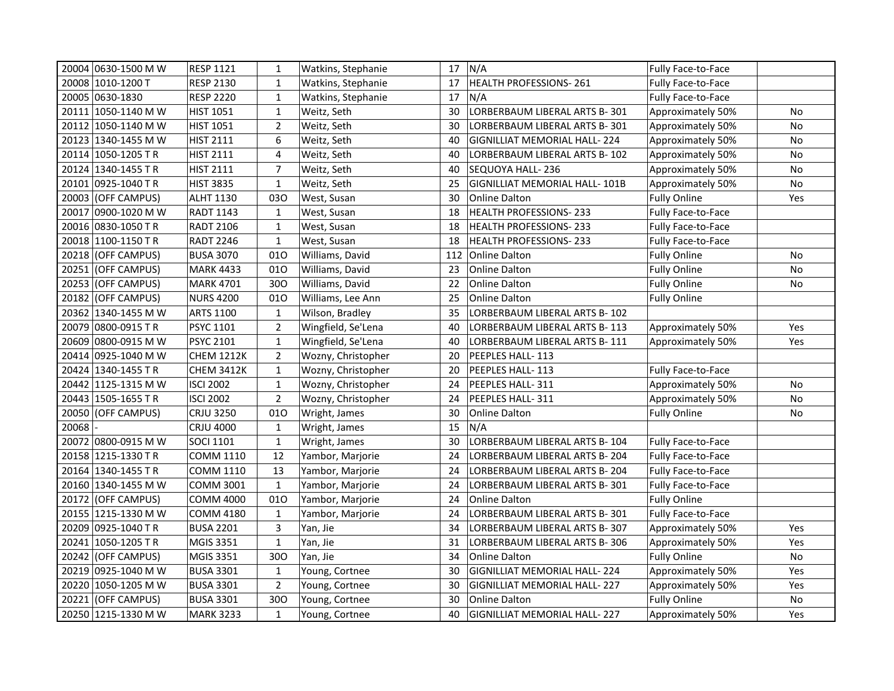| | | | | | | | | |
|---|---|---|---|---|---|---|---|---|
| 20004 | 0630-1500 M W | RESP 1121 | 1 | Watkins, Stephanie | 17 | N/A | Fully Face-to-Face | |
| 20008 | 1010-1200 T | RESP 2130 | 1 | Watkins, Stephanie | 17 | HEALTH PROFESSIONS- 261 | Fully Face-to-Face | |
| 20005 | 0630-1830 | RESP 2220 | 1 | Watkins, Stephanie | 17 | N/A | Fully Face-to-Face | |
| 20111 | 1050-1140 M W | HIST 1051 | 1 | Weitz, Seth | 30 | LORBERBAUM LIBERAL ARTS B- 301 | Approximately 50% | No |
| 20112 | 1050-1140 M W | HIST 1051 | 2 | Weitz, Seth | 30 | LORBERBAUM LIBERAL ARTS B- 301 | Approximately 50% | No |
| 20123 | 1340-1455 M W | HIST 2111 | 6 | Weitz, Seth | 40 | GIGNILLIAT MEMORIAL HALL- 224 | Approximately 50% | No |
| 20114 | 1050-1205 T R | HIST 2111 | 4 | Weitz, Seth | 40 | LORBERBAUM LIBERAL ARTS B- 102 | Approximately 50% | No |
| 20124 | 1340-1455 T R | HIST 2111 | 7 | Weitz, Seth | 40 | SEQUOYA HALL- 236 | Approximately 50% | No |
| 20101 | 0925-1040 T R | HIST 3835 | 1 | Weitz, Seth | 25 | GIGNILLIAT MEMORIAL HALL- 101B | Approximately 50% | No |
| 20003 | (OFF CAMPUS) | ALHT 1130 | 03O | West, Susan | 30 | Online Dalton | Fully Online | Yes |
| 20017 | 0900-1020 M W | RADT 1143 | 1 | West, Susan | 18 | HEALTH PROFESSIONS- 233 | Fully Face-to-Face | |
| 20016 | 0830-1050 T R | RADT 2106 | 1 | West, Susan | 18 | HEALTH PROFESSIONS- 233 | Fully Face-to-Face | |
| 20018 | 1100-1150 T R | RADT 2246 | 1 | West, Susan | 18 | HEALTH PROFESSIONS- 233 | Fully Face-to-Face | |
| 20218 | (OFF CAMPUS) | BUSA 3070 | 01O | Williams, David | 112 | Online Dalton | Fully Online | No |
| 20251 | (OFF CAMPUS) | MARK 4433 | 01O | Williams, David | 23 | Online Dalton | Fully Online | No |
| 20253 | (OFF CAMPUS) | MARK 4701 | 30O | Williams, David | 22 | Online Dalton | Fully Online | No |
| 20182 | (OFF CAMPUS) | NURS 4200 | 01O | Williams, Lee Ann | 25 | Online Dalton | Fully Online | |
| 20362 | 1340-1455 M W | ARTS 1100 | 1 | Wilson, Bradley | 35 | LORBERBAUM LIBERAL ARTS B- 102 | | |
| 20079 | 0800-0915 T R | PSYC 1101 | 2 | Wingfield, Se'Lena | 40 | LORBERBAUM LIBERAL ARTS B- 113 | Approximately 50% | Yes |
| 20609 | 0800-0915 M W | PSYC 2101 | 1 | Wingfield, Se'Lena | 40 | LORBERBAUM LIBERAL ARTS B- 111 | Approximately 50% | Yes |
| 20414 | 0925-1040 M W | CHEM 1212K | 2 | Wozny, Christopher | 20 | PEEPLES HALL- 113 | | |
| 20424 | 1340-1455 T R | CHEM 3412K | 1 | Wozny, Christopher | 20 | PEEPLES HALL- 113 | Fully Face-to-Face | |
| 20442 | 1125-1315 M W | ISCI 2002 | 1 | Wozny, Christopher | 24 | PEEPLES HALL- 311 | Approximately 50% | No |
| 20443 | 1505-1655 T R | ISCI 2002 | 2 | Wozny, Christopher | 24 | PEEPLES HALL- 311 | Approximately 50% | No |
| 20050 | (OFF CAMPUS) | CRJU 3250 | 01O | Wright, James | 30 | Online Dalton | Fully Online | No |
| 20068 | - | CRJU 4000 | 1 | Wright, James | 15 | N/A | | |
| 20072 | 0800-0915 M W | SOCI 1101 | 1 | Wright, James | 30 | LORBERBAUM LIBERAL ARTS B- 104 | Fully Face-to-Face | |
| 20158 | 1215-1330 T R | COMM 1110 | 12 | Yambor, Marjorie | 24 | LORBERBAUM LIBERAL ARTS B- 204 | Fully Face-to-Face | |
| 20164 | 1340-1455 T R | COMM 1110 | 13 | Yambor, Marjorie | 24 | LORBERBAUM LIBERAL ARTS B- 204 | Fully Face-to-Face | |
| 20160 | 1340-1455 M W | COMM 3001 | 1 | Yambor, Marjorie | 24 | LORBERBAUM LIBERAL ARTS B- 301 | Fully Face-to-Face | |
| 20172 | (OFF CAMPUS) | COMM 4000 | 01O | Yambor, Marjorie | 24 | Online Dalton | Fully Online | |
| 20155 | 1215-1330 M W | COMM 4180 | 1 | Yambor, Marjorie | 24 | LORBERBAUM LIBERAL ARTS B- 301 | Fully Face-to-Face | |
| 20209 | 0925-1040 T R | BUSA 2201 | 3 | Yan, Jie | 34 | LORBERBAUM LIBERAL ARTS B- 307 | Approximately 50% | Yes |
| 20241 | 1050-1205 T R | MGIS 3351 | 1 | Yan, Jie | 31 | LORBERBAUM LIBERAL ARTS B- 306 | Approximately 50% | Yes |
| 20242 | (OFF CAMPUS) | MGIS 3351 | 30O | Yan, Jie | 34 | Online Dalton | Fully Online | No |
| 20219 | 0925-1040 M W | BUSA 3301 | 1 | Young, Cortnee | 30 | GIGNILLIAT MEMORIAL HALL- 224 | Approximately 50% | Yes |
| 20220 | 1050-1205 M W | BUSA 3301 | 2 | Young, Cortnee | 30 | GIGNILLIAT MEMORIAL HALL- 227 | Approximately 50% | Yes |
| 20221 | (OFF CAMPUS) | BUSA 3301 | 30O | Young, Cortnee | 30 | Online Dalton | Fully Online | No |
| 20250 | 1215-1330 M W | MARK 3233 | 1 | Young, Cortnee | 40 | GIGNILLIAT MEMORIAL HALL- 227 | Approximately 50% | Yes |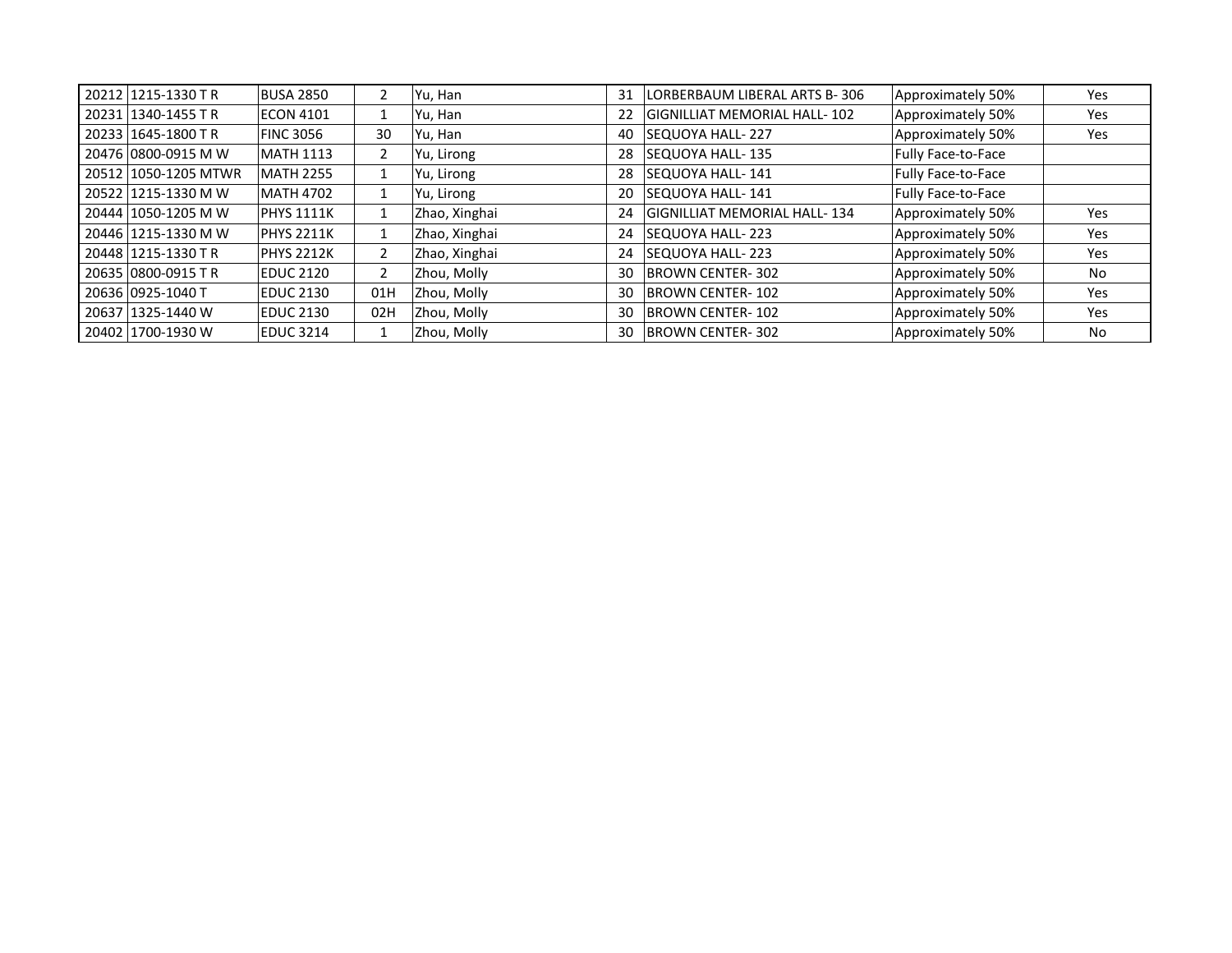| | | | | | | | | |
|---|---|---|---|---|---|---|---|---|
| 20212 | 1215-1330 T R | BUSA 2850 | 2 | Yu, Han | 31 | LORBERBAUM LIBERAL ARTS B- 306 | Approximately 50% | Yes |
| 20231 | 1340-1455 T R | ECON 4101 | 1 | Yu, Han | 22 | GIGNILLIAT MEMORIAL HALL- 102 | Approximately 50% | Yes |
| 20233 | 1645-1800 T R | FINC 3056 | 30 | Yu, Han | 40 | SEQUOYA HALL- 227 | Approximately 50% | Yes |
| 20476 | 0800-0915 M W | MATH 1113 | 2 | Yu, Lirong | 28 | SEQUOYA HALL- 135 | Fully Face-to-Face | |
| 20512 | 1050-1205 MTWR | MATH 2255 | 1 | Yu, Lirong | 28 | SEQUOYA HALL- 141 | Fully Face-to-Face | |
| 20522 | 1215-1330 M W | MATH 4702 | 1 | Yu, Lirong | 20 | SEQUOYA HALL- 141 | Fully Face-to-Face | |
| 20444 | 1050-1205 M W | PHYS 1111K | 1 | Zhao, Xinghai | 24 | GIGNILLIAT MEMORIAL HALL- 134 | Approximately 50% | Yes |
| 20446 | 1215-1330 M W | PHYS 2211K | 1 | Zhao, Xinghai | 24 | SEQUOYA HALL- 223 | Approximately 50% | Yes |
| 20448 | 1215-1330 T R | PHYS 2212K | 2 | Zhao, Xinghai | 24 | SEQUOYA HALL- 223 | Approximately 50% | Yes |
| 20635 | 0800-0915 T R | EDUC 2120 | 2 | Zhou, Molly | 30 | BROWN CENTER- 302 | Approximately 50% | No |
| 20636 | 0925-1040 T | EDUC 2130 | 01H | Zhou, Molly | 30 | BROWN CENTER- 102 | Approximately 50% | Yes |
| 20637 | 1325-1440 W | EDUC 2130 | 02H | Zhou, Molly | 30 | BROWN CENTER- 102 | Approximately 50% | Yes |
| 20402 | 1700-1930 W | EDUC 3214 | 1 | Zhou, Molly | 30 | BROWN CENTER- 302 | Approximately 50% | No |